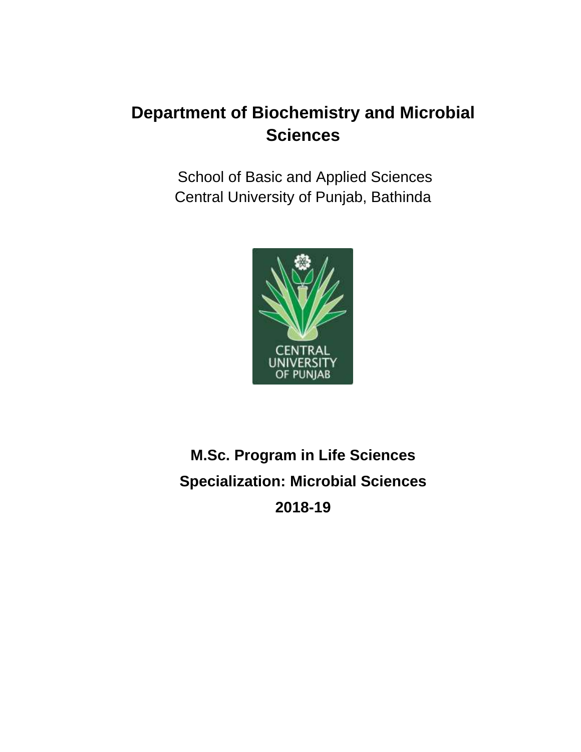# Department of Biochemistry and Microbial Sciences

School of Basic and Applied Sciences
Central University of Punjab, Bathinda

**M.Sc. Program in Life Sciences**

**Specialization: Microbial Sciences**

**2018-19**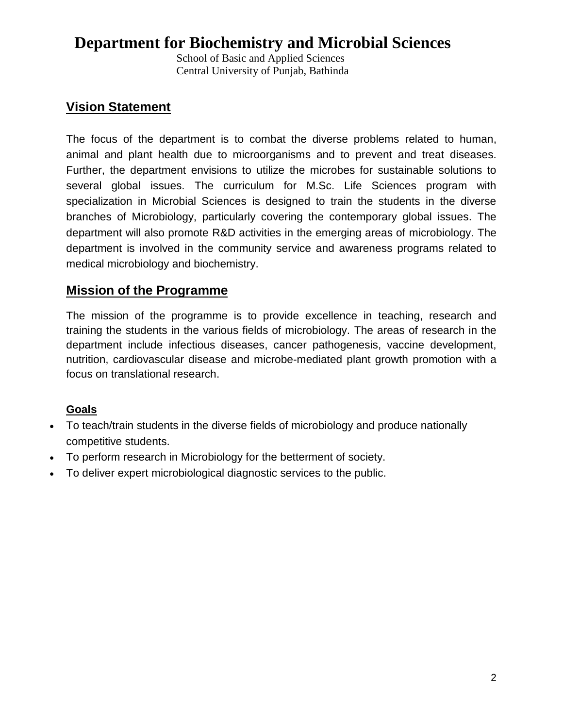# Department for Biochemistry and Microbial Sciences

School of Basic and Applied Sciences
Central University of Punjab, Bathinda

## Vision Statement

The focus of the department is to combat the diverse problems related to human, animal and plant health due to microorganisms and to prevent and treat diseases. Further, the department envisions to utilize the microbes for sustainable solutions to several global issues. The curriculum for M.Sc. Life Sciences program with specialization in Microbial Sciences is designed to train the students in the diverse branches of Microbiology, particularly covering the contemporary global issues. The department will also promote R&D activities in the emerging areas of microbiology. The department is involved in the community service and awareness programs related to medical microbiology and biochemistry.

## Mission of the Programme

The mission of the programme is to provide excellence in teaching, research and training the students in the various fields of microbiology. The areas of research in the department include infectious diseases, cancer pathogenesis, vaccine development, nutrition, cardiovascular disease and microbe-mediated plant growth promotion with a focus on translational research.

### Goals

- To teach/train students in the diverse fields of microbiology and produce nationally competitive students.
- To perform research in Microbiology for the betterment of society.
- To deliver expert microbiological diagnostic services to the public.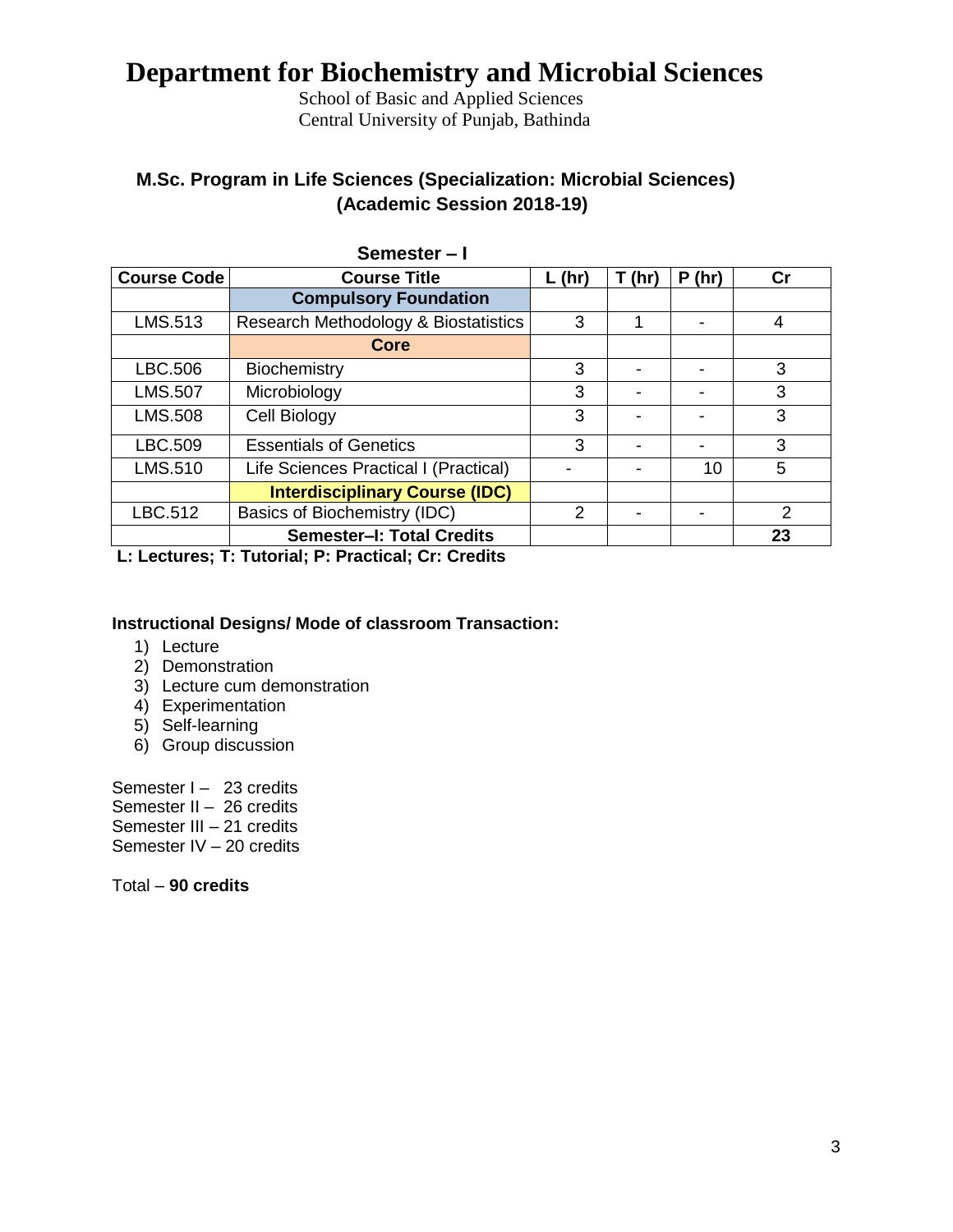# Department for Biochemistry and Microbial Sciences

School of Basic and Applied Sciences
Central University of Punjab, Bathinda

## M.Sc. Program in Life Sciences (Specialization: Microbial Sciences)
## (Academic Session 2018-19)

### Semester – I

| Course Code | Course Title | L (hr) | T (hr) | P (hr) | Cr |
|---|---|---|---|---|---|
| | **Compulsory Foundation** | | | | |
| LMS.513 | Research Methodology & Biostatistics | 3 | 1 | - | 4 |
| | **Core** | | | | |
| LBC.506 | Biochemistry | 3 | - | - | 3 |
| LMS.507 | Microbiology | 3 | - | - | 3 |
| LMS.508 | Cell Biology | 3 | - | - | 3 |
| LBC.509 | Essentials of Genetics | 3 | - | - | 3 |
| LMS.510 | Life Sciences Practical I (Practical) | - | - | 10 | 5 |
| | **Interdisciplinary Course (IDC)** | | | | |
| LBC.512 | Basics of Biochemistry (IDC) | 2 | - | - | 2 |
| | **Semester–I: Total Credits** | | | | **23** |

**L: Lectures; T: Tutorial; P: Practical; Cr: Credits**

**Instructional Designs/ Mode of classroom Transaction:**

1) Lecture
2) Demonstration
3) Lecture cum demonstration
4) Experimentation
5) Self-learning
6) Group discussion

Semester I – 23 credits
Semester II – 26 credits
Semester III – 21 credits
Semester IV – 20 credits

Total – **90 credits**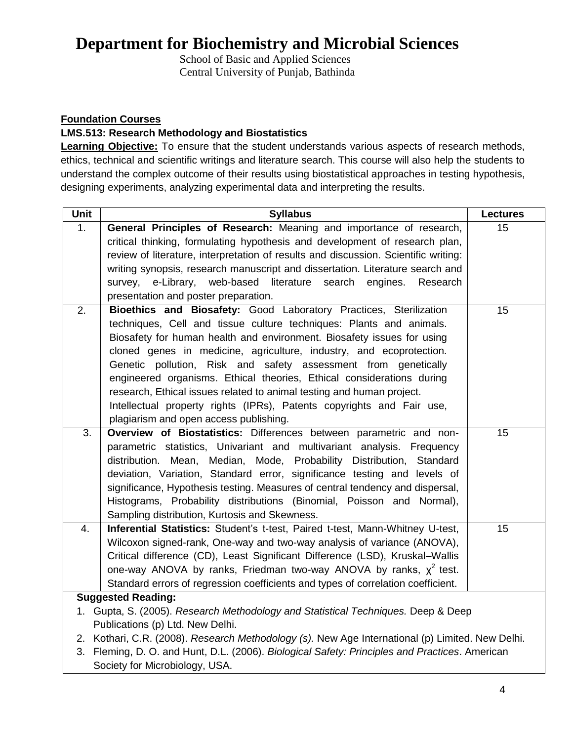# Department for Biochemistry and Microbial Sciences

School of Basic and Applied Sciences
Central University of Punjab, Bathinda

**Foundation Courses**

**LMS.513: Research Methodology and Biostatistics**

**Learning Objective:** To ensure that the student understands various aspects of research methods, ethics, technical and scientific writings and literature search. This course will also help the students to understand the complex outcome of their results using biostatistical approaches in testing hypothesis, designing experiments, analyzing experimental data and interpreting the results.

| Unit | Syllabus | Lectures |
|---|---|---|
| 1. | **General Principles of Research:** Meaning and importance of research, critical thinking, formulating hypothesis and development of research plan, review of literature, interpretation of results and discussion. Scientific writing: writing synopsis, research manuscript and dissertation. Literature search and survey, e-Library, web-based literature search engines. Research presentation and poster preparation. | 15 |
| 2. | **Bioethics and Biosafety:** Good Laboratory Practices, Sterilization techniques, Cell and tissue culture techniques: Plants and animals. Biosafety for human health and environment. Biosafety issues for using cloned genes in medicine, agriculture, industry, and ecoprotection. Genetic pollution, Risk and safety assessment from genetically engineered organisms. Ethical theories, Ethical considerations during research, Ethical issues related to animal testing and human project. Intellectual property rights (IPRs), Patents copyrights and Fair use, plagiarism and open access publishing. | 15 |
| 3. | **Overview of Biostatistics:** Differences between parametric and non-parametric statistics, Univariant and multivariant analysis. Frequency distribution. Mean, Median, Mode, Probability Distribution, Standard deviation, Variation, Standard error, significance testing and levels of significance, Hypothesis testing. Measures of central tendency and dispersal, Histograms, Probability distributions (Binomial, Poisson and Normal), Sampling distribution, Kurtosis and Skewness. | 15 |
| 4. | **Inferential Statistics:** Student's t-test, Paired t-test, Mann-Whitney U-test, Wilcoxon signed-rank, One-way and two-way analysis of variance (ANOVA), Critical difference (CD), Least Significant Difference (LSD), Kruskal–Wallis one-way ANOVA by ranks, Friedman two-way ANOVA by ranks, $\chi^2$ test. Standard errors of regression coefficients and types of correlation coefficient. | 15 |

**Suggested Reading:**

1. Gupta, S. (2005). *Research Methodology and Statistical Techniques.* Deep & Deep Publications (p) Ltd. New Delhi.
2. Kothari, C.R. (2008). *Research Methodology (s).* New Age International (p) Limited. New Delhi.
3. Fleming, D. O. and Hunt, D.L. (2006). *Biological Safety: Principles and Practices*. American Society for Microbiology, USA.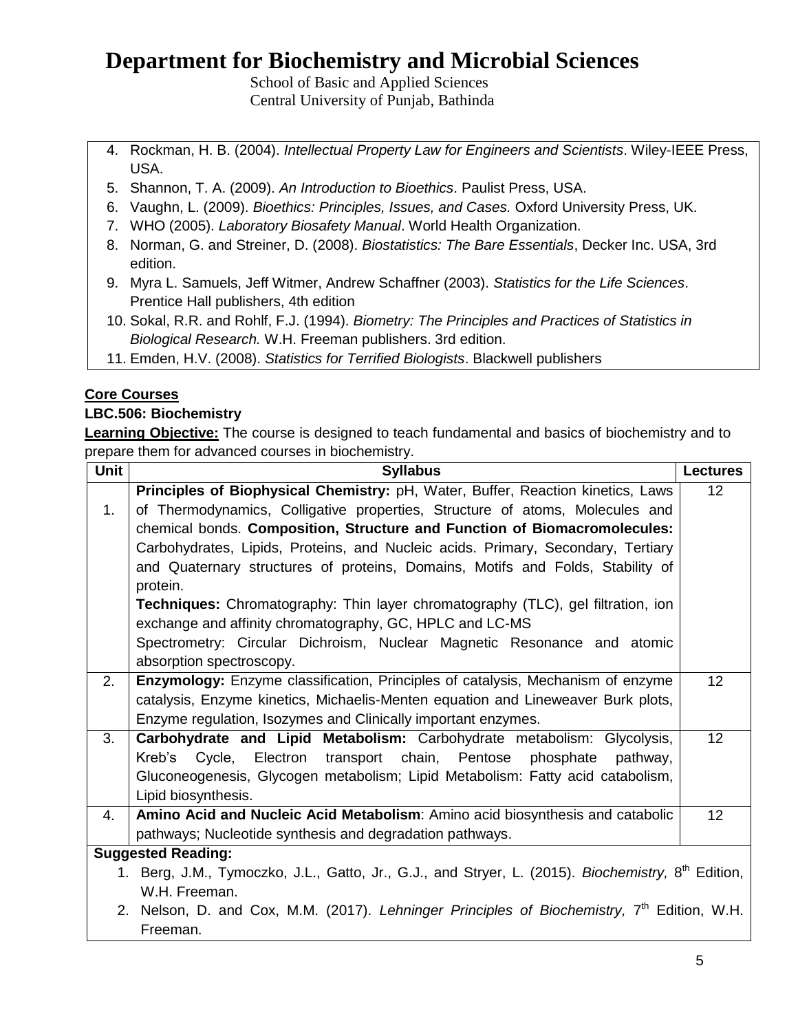# Department for Biochemistry and Microbial Sciences

School of Basic and Applied Sciences
Central University of Punjab, Bathinda

4. Rockman, H. B. (2004). *Intellectual Property Law for Engineers and Scientists*. Wiley-IEEE Press, USA.
5. Shannon, T. A. (2009). *An Introduction to Bioethics*. Paulist Press, USA.
6. Vaughn, L. (2009). *Bioethics: Principles, Issues, and Cases.* Oxford University Press, UK.
7. WHO (2005). *Laboratory Biosafety Manual*. World Health Organization.
8. Norman, G. and Streiner, D. (2008). *Biostatistics: The Bare Essentials*, Decker Inc. USA, 3rd edition.
9. Myra L. Samuels, Jeff Witmer, Andrew Schaffner (2003). *Statistics for the Life Sciences*. Prentice Hall publishers, 4th edition
10. Sokal, R.R. and Rohlf, F.J. (1994). *Biometry: The Principles and Practices of Statistics in Biological Research.* W.H. Freeman publishers. 3rd edition.
11. Emden, H.V. (2008). *Statistics for Terrified Biologists*. Blackwell publishers

**Core Courses**

**LBC.506: Biochemistry**

**Learning Objective:** The course is designed to teach fundamental and basics of biochemistry and to prepare them for advanced courses in biochemistry.

| Unit | Syllabus | Lectures |
|---|---|---|
| 1. | **Principles of Biophysical Chemistry:** pH, Water, Buffer, Reaction kinetics, Laws of Thermodynamics, Colligative properties, Structure of atoms, Molecules and chemical bonds. **Composition, Structure and Function of Biomacromolecules:** Carbohydrates, Lipids, Proteins, and Nucleic acids. Primary, Secondary, Tertiary and Quaternary structures of proteins, Domains, Motifs and Folds, Stability of protein.<br>**Techniques:** Chromatography: Thin layer chromatography (TLC), gel filtration, ion exchange and affinity chromatography, GC, HPLC and LC-MS<br>Spectrometry: Circular Dichroism, Nuclear Magnetic Resonance and atomic absorption spectroscopy. | 12 |
| 2. | **Enzymology:** Enzyme classification, Principles of catalysis, Mechanism of enzyme catalysis, Enzyme kinetics, Michaelis-Menten equation and Lineweaver Burk plots, Enzyme regulation, Isozymes and Clinically important enzymes. | 12 |
| 3. | **Carbohydrate and Lipid Metabolism:** Carbohydrate metabolism: Glycolysis, Kreb's Cycle, Electron transport chain, Pentose phosphate pathway, Gluconeogenesis, Glycogen metabolism; Lipid Metabolism: Fatty acid catabolism, Lipid biosynthesis. | 12 |
| 4. | **Amino Acid and Nucleic Acid Metabolism**: Amino acid biosynthesis and catabolic pathways; Nucleotide synthesis and degradation pathways. | 12 |

**Suggested Reading:**

1. Berg, J.M., Tymoczko, J.L., Gatto, Jr., G.J., and Stryer, L. (2015). *Biochemistry,* 8th Edition, W.H. Freeman.
2. Nelson, D. and Cox, M.M. (2017). *Lehninger Principles of Biochemistry,* 7th Edition, W.H. Freeman.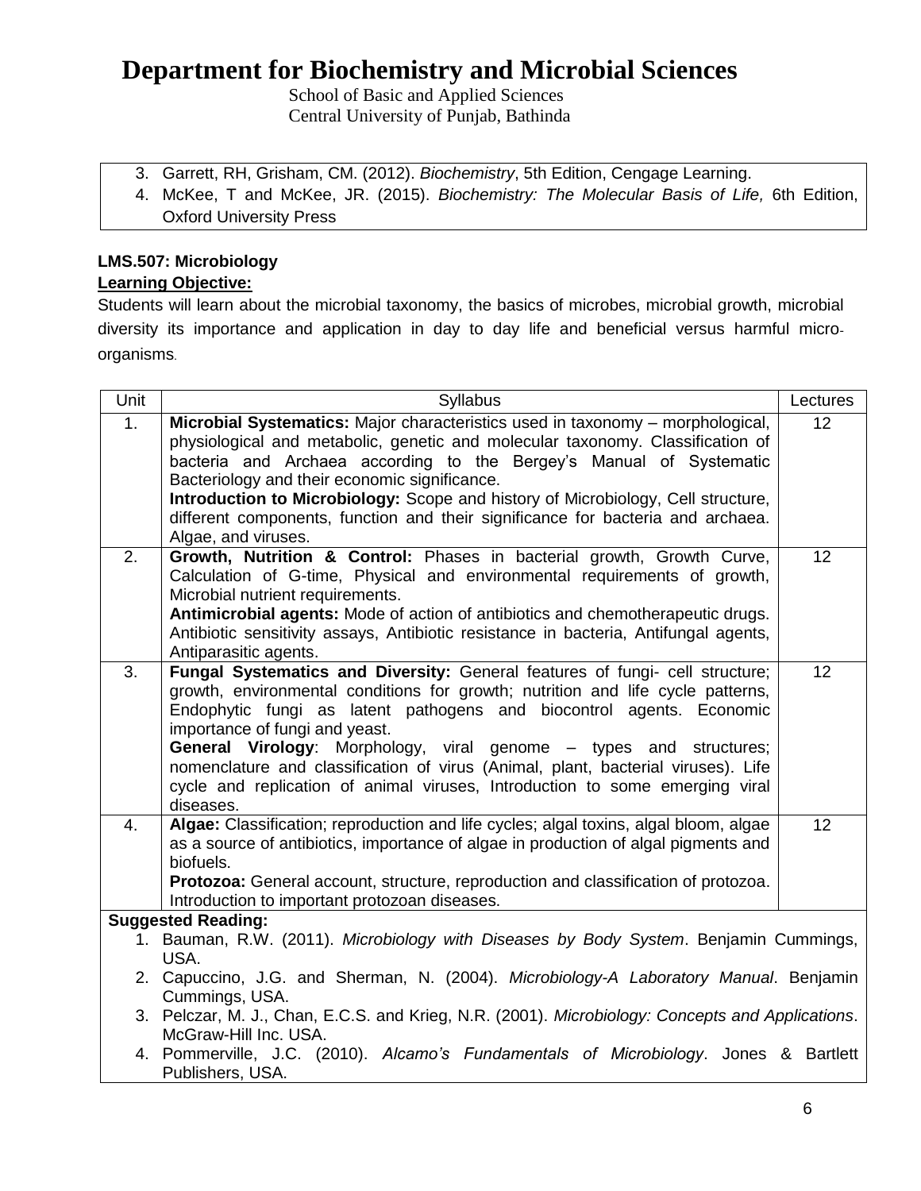3. Garrett, RH, Grisham, CM. (2012). *Biochemistry*, 5th Edition, Cengage Learning.
4. McKee, T and McKee, JR. (2015). *Biochemistry: The Molecular Basis of Life,* 6th Edition, Oxford University Press

**LMS.507: Microbiology**

**Learning Objective:**

Students will learn about the microbial taxonomy, the basics of microbes, microbial growth, microbial diversity its importance and application in day to day life and beneficial versus harmful micro-organisms.

| Unit | Syllabus | Lectures |
|---|---|---|
| 1. | **Microbial Systematics:** Major characteristics used in taxonomy – morphological, physiological and metabolic, genetic and molecular taxonomy. Classification of bacteria and Archaea according to the Bergey's Manual of Systematic Bacteriology and their economic significance. **Introduction to Microbiology:** Scope and history of Microbiology, Cell structure, different components, function and their significance for bacteria and archaea. Algae, and viruses. | 12 |
| 2. | **Growth, Nutrition & Control:** Phases in bacterial growth, Growth Curve, Calculation of G-time, Physical and environmental requirements of growth, Microbial nutrient requirements. **Antimicrobial agents:** Mode of action of antibiotics and chemotherapeutic drugs. Antibiotic sensitivity assays, Antibiotic resistance in bacteria, Antifungal agents, Antiparasitic agents. | 12 |
| 3. | **Fungal Systematics and Diversity:** General features of fungi- cell structure; growth, environmental conditions for growth; nutrition and life cycle patterns, Endophytic fungi as latent pathogens and biocontrol agents. Economic importance of fungi and yeast. **General Virology**: Morphology, viral genome – types and structures; nomenclature and classification of virus (Animal, plant, bacterial viruses). Life cycle and replication of animal viruses, Introduction to some emerging viral diseases. | 12 |
| 4. | **Algae:** Classification; reproduction and life cycles; algal toxins, algal bloom, algae as a source of antibiotics, importance of algae in production of algal pigments and biofuels. **Protozoa:** General account, structure, reproduction and classification of protozoa. Introduction to important protozoan diseases. | 12 |

**Suggested Reading:**

1. Bauman, R.W. (2011). *Microbiology with Diseases by Body System*. Benjamin Cummings, USA.
2. Capuccino, J.G. and Sherman, N. (2004). *Microbiology-A Laboratory Manual*. Benjamin Cummings, USA.
3. Pelczar, M. J., Chan, E.C.S. and Krieg, N.R. (2001). *Microbiology: Concepts and Applications*. McGraw-Hill Inc. USA.
4. Pommerville, J.C. (2010). *Alcamo's Fundamentals of Microbiology*. Jones & Bartlett Publishers, USA.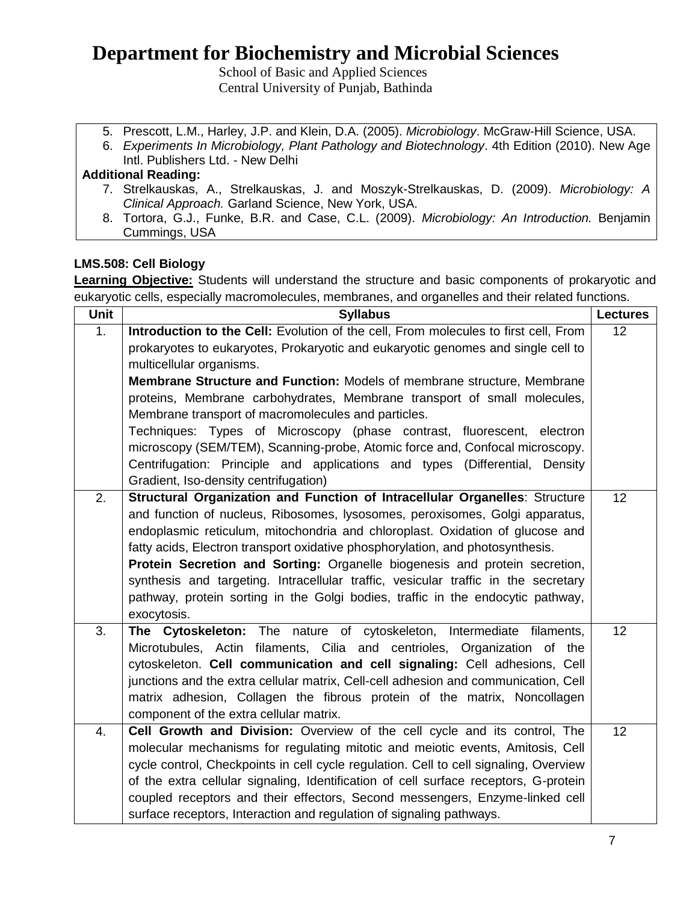# Department for Biochemistry and Microbial Sciences

School of Basic and Applied Sciences
Central University of Punjab, Bathinda

5. Prescott, L.M., Harley, J.P. and Klein, D.A. (2005). *Microbiology*. McGraw-Hill Science, USA.
6. *Experiments In Microbiology, Plant Pathology and Biotechnology*. 4th Edition (2010). New Age Intl. Publishers Ltd. - New Delhi

**Additional Reading:**

7. Strelkauskas, A., Strelkauskas, J. and Moszyk-Strelkauskas, D. (2009). *Microbiology: A Clinical Approach.* Garland Science, New York, USA.
8. Tortora, G.J., Funke, B.R. and Case, C.L. (2009). *Microbiology: An Introduction.* Benjamin Cummings, USA

**LMS.508: Cell Biology**

**Learning Objective:** Students will understand the structure and basic components of prokaryotic and eukaryotic cells, especially macromolecules, membranes, and organelles and their related functions.

| Unit | Syllabus | Lectures |
|---|---|---|
| 1. | **Introduction to the Cell:** Evolution of the cell, From molecules to first cell, From prokaryotes to eukaryotes, Prokaryotic and eukaryotic genomes and single cell to multicellular organisms. **Membrane Structure and Function:** Models of membrane structure, Membrane proteins, Membrane carbohydrates, Membrane transport of small molecules, Membrane transport of macromolecules and particles. Techniques: Types of Microscopy (phase contrast, fluorescent, electron microscopy (SEM/TEM), Scanning-probe, Atomic force and, Confocal microscopy. Centrifugation: Principle and applications and types (Differential, Density Gradient, Iso-density centrifugation) | 12 |
| 2. | **Structural Organization and Function of Intracellular Organelles**: Structure and function of nucleus, Ribosomes, lysosomes, peroxisomes, Golgi apparatus, endoplasmic reticulum, mitochondria and chloroplast. Oxidation of glucose and fatty acids, Electron transport oxidative phosphorylation, and photosynthesis. **Protein Secretion and Sorting:** Organelle biogenesis and protein secretion, synthesis and targeting. Intracellular traffic, vesicular traffic in the secretary pathway, protein sorting in the Golgi bodies, traffic in the endocytic pathway, exocytosis. | 12 |
| 3. | **The Cytoskeleton:** The nature of cytoskeleton, Intermediate filaments, Microtubules, Actin filaments, Cilia and centrioles, Organization of the cytoskeleton. **Cell communication and cell signaling:** Cell adhesions, Cell junctions and the extra cellular matrix, Cell-cell adhesion and communication, Cell matrix adhesion, Collagen the fibrous protein of the matrix, Noncollagen component of the extra cellular matrix. | 12 |
| 4. | **Cell Growth and Division:** Overview of the cell cycle and its control, The molecular mechanisms for regulating mitotic and meiotic events, Amitosis, Cell cycle control, Checkpoints in cell cycle regulation. Cell to cell signaling, Overview of the extra cellular signaling, Identification of cell surface receptors, G-protein coupled receptors and their effectors, Second messengers, Enzyme-linked cell surface receptors, Interaction and regulation of signaling pathways. | 12 |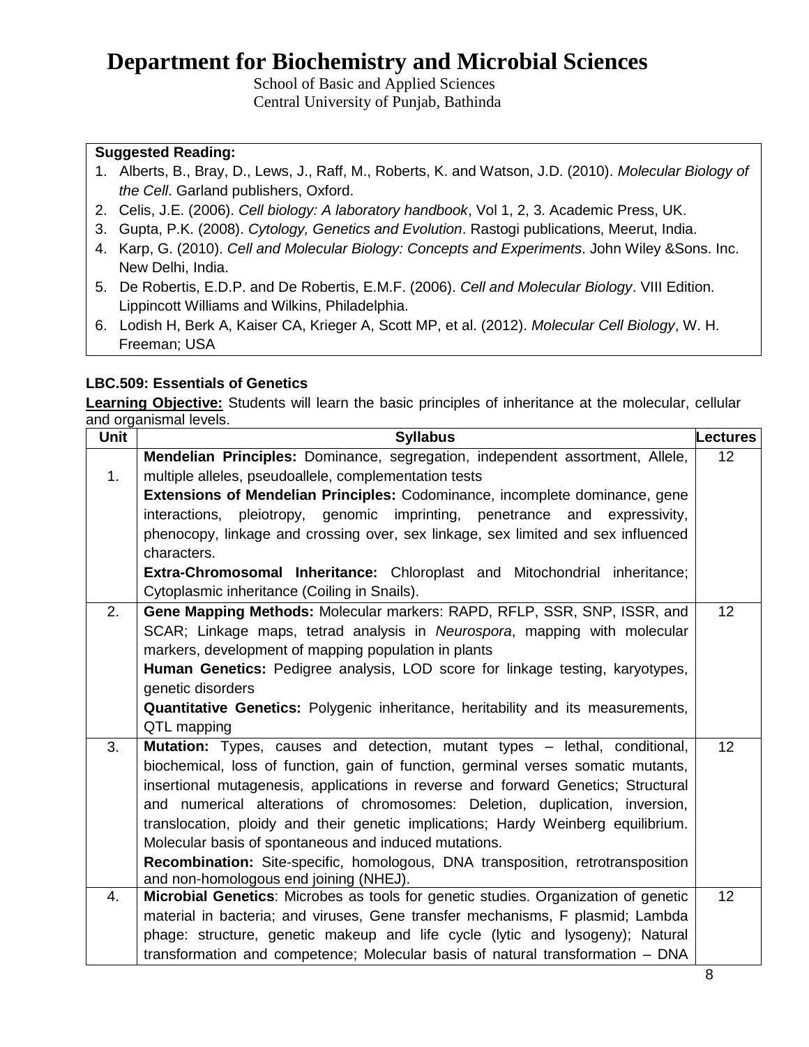# Department for Biochemistry and Microbial Sciences

School of Basic and Applied Sciences
Central University of Punjab, Bathinda

**Suggested Reading:**

1. Alberts, B., Bray, D., Lews, J., Raff, M., Roberts, K. and Watson, J.D. (2010). *Molecular Biology of the Cell*. Garland publishers, Oxford.
2. Celis, J.E. (2006). *Cell biology: A laboratory handbook*, Vol 1, 2, 3. Academic Press, UK.
3. Gupta, P.K. (2008). *Cytology, Genetics and Evolution*. Rastogi publications, Meerut, India.
4. Karp, G. (2010). *Cell and Molecular Biology: Concepts and Experiments*. John Wiley &Sons. Inc. New Delhi, India.
5. De Robertis, E.D.P. and De Robertis, E.M.F. (2006). *Cell and Molecular Biology*. VIII Edition. Lippincott Williams and Wilkins, Philadelphia.
6. Lodish H, Berk A, Kaiser CA, Krieger A, Scott MP, et al. (2012). *Molecular Cell Biology*, W. H. Freeman; USA

### LBC.509: Essentials of Genetics

**Learning Objective:** Students will learn the basic principles of inheritance at the molecular, cellular and organismal levels.

| Unit | Syllabus | Lectures |
|---|---|---|
| 1. | **Mendelian Principles:** Dominance, segregation, independent assortment, Allele, multiple alleles, pseudoallele, complementation tests **Extensions of Mendelian Principles:** Codominance, incomplete dominance, gene interactions, pleiotropy, genomic imprinting, penetrance and expressivity, phenocopy, linkage and crossing over, sex linkage, sex limited and sex influenced characters. **Extra-Chromosomal Inheritance:** Chloroplast and Mitochondrial inheritance; Cytoplasmic inheritance (Coiling in Snails). | 12 |
| 2. | **Gene Mapping Methods:** Molecular markers: RAPD, RFLP, SSR, SNP, ISSR, and SCAR; Linkage maps, tetrad analysis in *Neurospora*, mapping with molecular markers, development of mapping population in plants **Human Genetics:** Pedigree analysis, LOD score for linkage testing, karyotypes, genetic disorders **Quantitative Genetics:** Polygenic inheritance, heritability and its measurements, QTL mapping | 12 |
| 3. | **Mutation:** Types, causes and detection, mutant types – lethal, conditional, biochemical, loss of function, gain of function, germinal verses somatic mutants, insertional mutagenesis, applications in reverse and forward Genetics; Structural and numerical alterations of chromosomes: Deletion, duplication, inversion, translocation, ploidy and their genetic implications; Hardy Weinberg equilibrium. Molecular basis of spontaneous and induced mutations. **Recombination:** Site-specific, homologous, DNA transposition, retrotransposition and non-homologous end joining (NHEJ). | 12 |
| 4. | **Microbial Genetics**: Microbes as tools for genetic studies. Organization of genetic material in bacteria; and viruses, Gene transfer mechanisms, F plasmid; Lambda phage: structure, genetic makeup and life cycle (lytic and lysogeny); Natural transformation and competence; Molecular basis of natural transformation – DNA | 12 |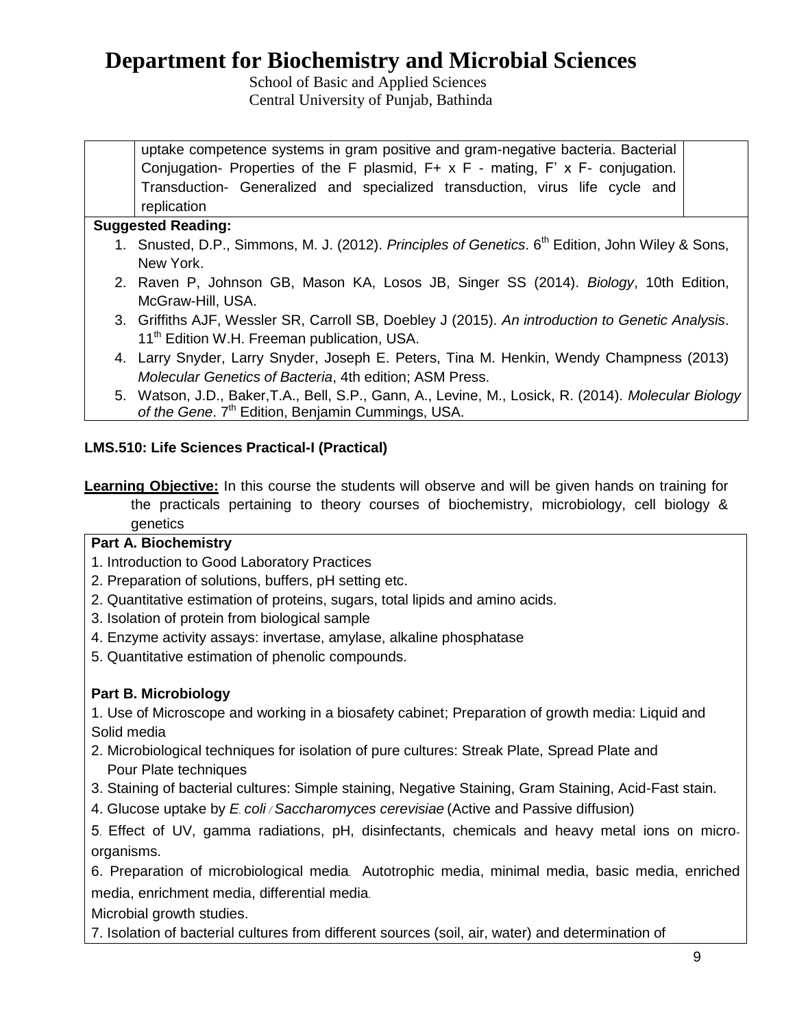# Department for Biochemistry and Microbial Sciences

School of Basic and Applied Sciences
Central University of Punjab, Bathinda

| | | |
|---|---|---|
| | uptake competence systems in gram positive and gram-negative bacteria. Bacterial Conjugation- Properties of the F plasmid, F+ x F - mating, F' x F- conjugation. Transduction- Generalized and specialized transduction, virus life cycle and replication | |

**Suggested Reading:**

1. Snusted, D.P., Simmons, M. J. (2012). *Principles of Genetics*. 6th Edition, John Wiley & Sons, New York.
2. Raven P, Johnson GB, Mason KA, Losos JB, Singer SS (2014). *Biology*, 10th Edition, McGraw-Hill, USA.
3. Griffiths AJF, Wessler SR, Carroll SB, Doebley J (2015). *An introduction to Genetic Analysis*. 11th Edition W.H. Freeman publication, USA.
4. Larry Snyder, Larry Snyder, Joseph E. Peters, Tina M. Henkin, Wendy Champness (2013) *Molecular Genetics of Bacteria*, 4th edition; ASM Press.
5. Watson, J.D., Baker,T.A., Bell, S.P., Gann, A., Levine, M., Losick, R. (2014). *Molecular Biology of the Gene*. 7th Edition, Benjamin Cummings, USA.

**LMS.510: Life Sciences Practical-I (Practical)**

**Learning Objective:** In this course the students will observe and will be given hands on training for the practicals pertaining to theory courses of biochemistry, microbiology, cell biology & genetics

**Part A. Biochemistry**

1. Introduction to Good Laboratory Practices
2. Preparation of solutions, buffers, pH setting etc.
2. Quantitative estimation of proteins, sugars, total lipids and amino acids.
3. Isolation of protein from biological sample
4. Enzyme activity assays: invertase, amylase, alkaline phosphatase
5. Quantitative estimation of phenolic compounds.

**Part B. Microbiology**

1. Use of Microscope and working in a biosafety cabinet; Preparation of growth media: Liquid and Solid media
2. Microbiological techniques for isolation of pure cultures: Streak Plate, Spread Plate and Pour Plate techniques
3. Staining of bacterial cultures: Simple staining, Negative Staining, Gram Staining, Acid-Fast stain.
4. Glucose uptake by *E. coli / Saccharomyces cerevisiae* (Active and Passive diffusion)
5. Effect of UV, gamma radiations, pH, disinfectants, chemicals and heavy metal ions on micro-organisms.
6. Preparation of microbiological media. Autotrophic media, minimal media, basic media, enriched media, enrichment media, differential media.

Microbial growth studies.

7. Isolation of bacterial cultures from different sources (soil, air, water) and determination of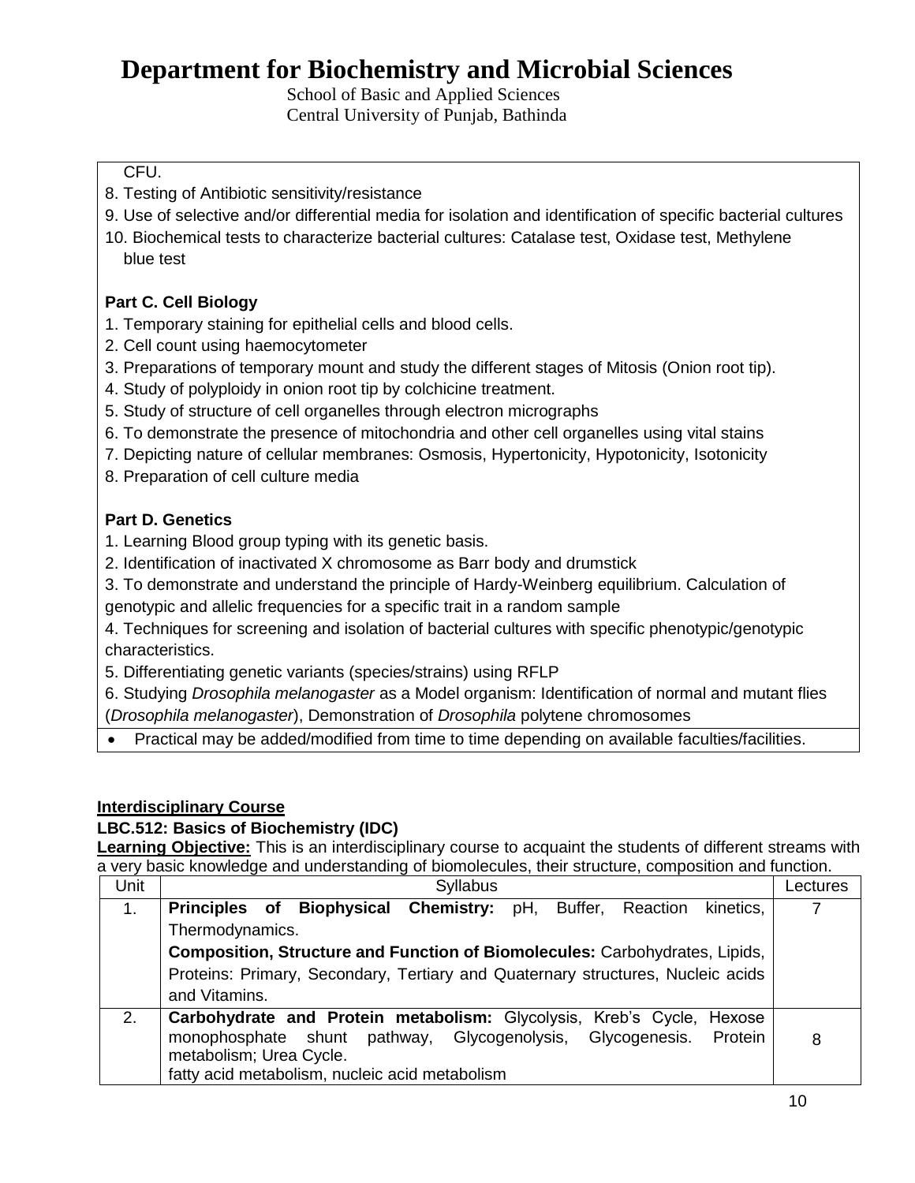CFU.

8. Testing of Antibiotic sensitivity/resistance
9. Use of selective and/or differential media for isolation and identification of specific bacterial cultures
10. Biochemical tests to characterize bacterial cultures: Catalase test, Oxidase test, Methylene blue test

**Part C. Cell Biology**

1. Temporary staining for epithelial cells and blood cells.
2. Cell count using haemocytometer
3. Preparations of temporary mount and study the different stages of Mitosis (Onion root tip).
4. Study of polyploidy in onion root tip by colchicine treatment.
5. Study of structure of cell organelles through electron micrographs
6. To demonstrate the presence of mitochondria and other cell organelles using vital stains
7. Depicting nature of cellular membranes: Osmosis, Hypertonicity, Hypotonicity, Isotonicity
8. Preparation of cell culture media

**Part D. Genetics**

1. Learning Blood group typing with its genetic basis.
2. Identification of inactivated X chromosome as Barr body and drumstick
3. To demonstrate and understand the principle of Hardy-Weinberg equilibrium. Calculation of genotypic and allelic frequencies for a specific trait in a random sample
4. Techniques for screening and isolation of bacterial cultures with specific phenotypic/genotypic characteristics.
5. Differentiating genetic variants (species/strains) using RFLP
6. Studying *Drosophila melanogaster* as a Model organism: Identification of normal and mutant flies (*Drosophila melanogaster*), Demonstration of *Drosophila* polytene chromosomes

- Practical may be added/modified from time to time depending on available faculties/facilities.

**Interdisciplinary Course**

**LBC.512: Basics of Biochemistry (IDC)**

**Learning Objective:** This is an interdisciplinary course to acquaint the students of different streams with a very basic knowledge and understanding of biomolecules, their structure, composition and function.

| Unit | Syllabus | Lectures |
|---|---|---|
| 1. | **Principles of Biophysical Chemistry:** pH, Buffer, Reaction kinetics, Thermodynamics.<br>**Composition, Structure and Function of Biomolecules:** Carbohydrates, Lipids, Proteins: Primary, Secondary, Tertiary and Quaternary structures, Nucleic acids and Vitamins. | 7 |
| 2. | **Carbohydrate and Protein metabolism:** Glycolysis, Kreb's Cycle, Hexose monophosphate shunt pathway, Glycogenolysis, Glycogenesis. Protein metabolism; Urea Cycle.<br>fatty acid metabolism, nucleic acid metabolism | 8 |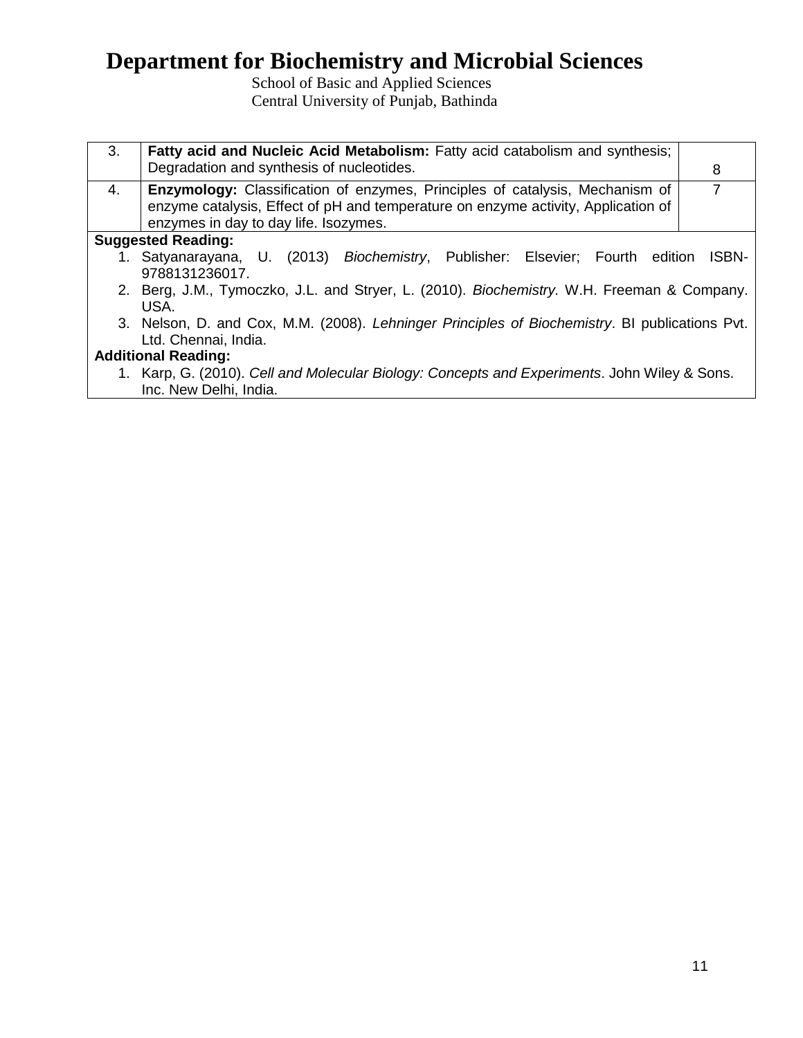# Department for Biochemistry and Microbial Sciences

School of Basic and Applied Sciences
Central University of Punjab, Bathinda

| | | |
|---|---|---|
| 3. | **Fatty acid and Nucleic Acid Metabolism:** Fatty acid catabolism and synthesis; Degradation and synthesis of nucleotides. | 8 |
| 4. | **Enzymology:** Classification of enzymes, Principles of catalysis, Mechanism of enzyme catalysis, Effect of pH and temperature on enzyme activity, Application of enzymes in day to day life. Isozymes. | 7 |

**Suggested Reading:**

1. Satyanarayana, U. (2013) *Biochemistry*, Publisher: Elsevier; Fourth edition ISBN-9788131236017.
2. Berg, J.M., Tymoczko, J.L. and Stryer, L. (2010). *Biochemistry.* W.H. Freeman & Company. USA.
3. Nelson, D. and Cox, M.M. (2008). *Lehninger Principles of Biochemistry*. BI publications Pvt. Ltd. Chennai, India.

**Additional Reading:**

1. Karp, G. (2010). *Cell and Molecular Biology: Concepts and Experiments*. John Wiley & Sons. Inc. New Delhi, India.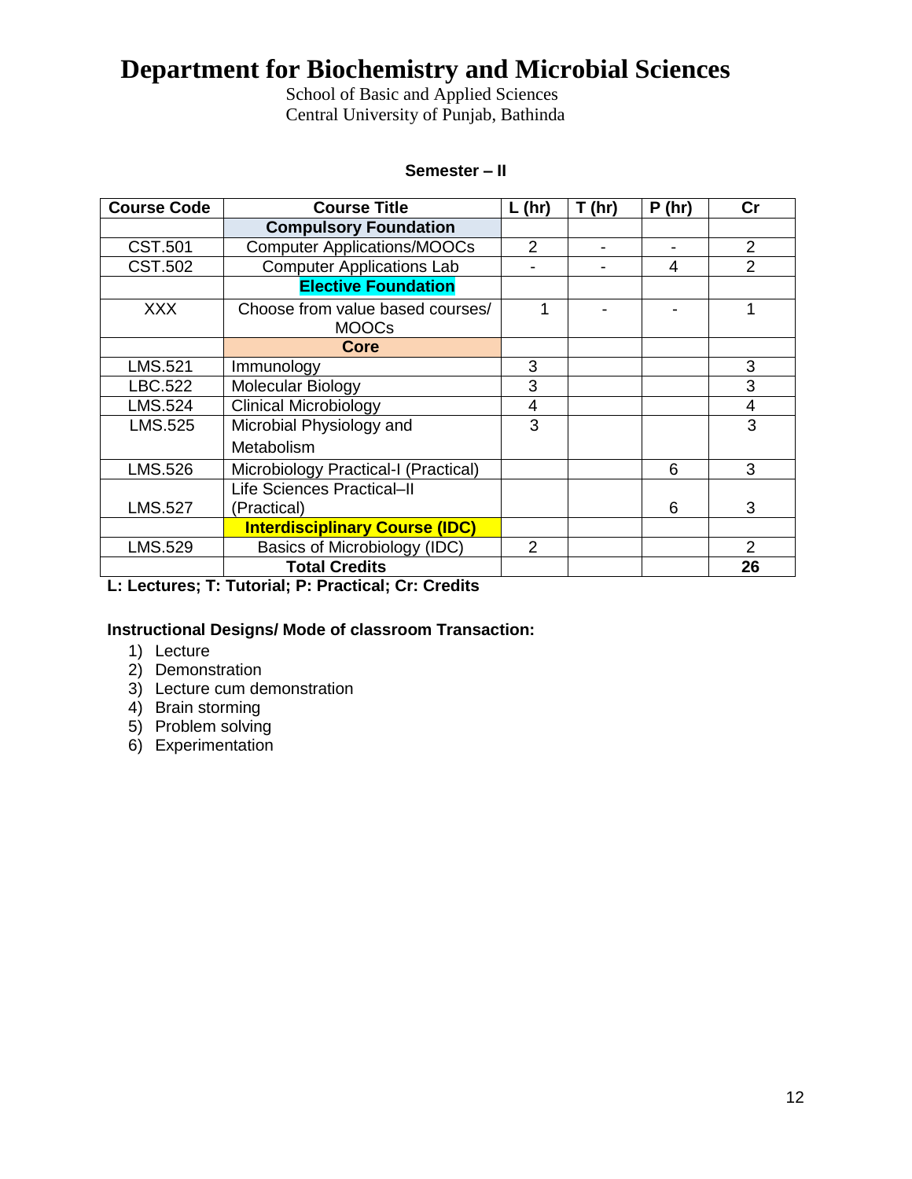# Department for Biochemistry and Microbial Sciences

School of Basic and Applied Sciences
Central University of Punjab, Bathinda

**Semester – II**

| Course Code | Course Title | L (hr) | T (hr) | P (hr) | Cr |
|---|---|---|---|---|---|
| | **Compulsory Foundation** | | | | |
| CST.501 | Computer Applications/MOOCs | 2 | - | - | 2 |
| CST.502 | Computer Applications Lab | - | - | 4 | 2 |
| | **Elective Foundation** | | | | |
| XXX | Choose from value based courses/ MOOCs | 1 | - | - | 1 |
| | **Core** | | | | |
| LMS.521 | Immunology | 3 | | | 3 |
| LBC.522 | Molecular Biology | 3 | | | 3 |
| LMS.524 | Clinical Microbiology | 4 | | | 4 |
| LMS.525 | Microbial Physiology and Metabolism | 3 | | | 3 |
| LMS.526 | Microbiology Practical-I (Practical) | | | 6 | 3 |
| LMS.527 | Life Sciences Practical–II (Practical) | | | 6 | 3 |
| | **Interdisciplinary Course (IDC)** | | | | |
| LMS.529 | Basics of Microbiology (IDC) | 2 | | | 2 |
| | **Total Credits** | | | | **26** |

**L: Lectures; T: Tutorial; P: Practical; Cr: Credits**

**Instructional Designs/ Mode of classroom Transaction:**

1) Lecture
2) Demonstration
3) Lecture cum demonstration
4) Brain storming
5) Problem solving
6) Experimentation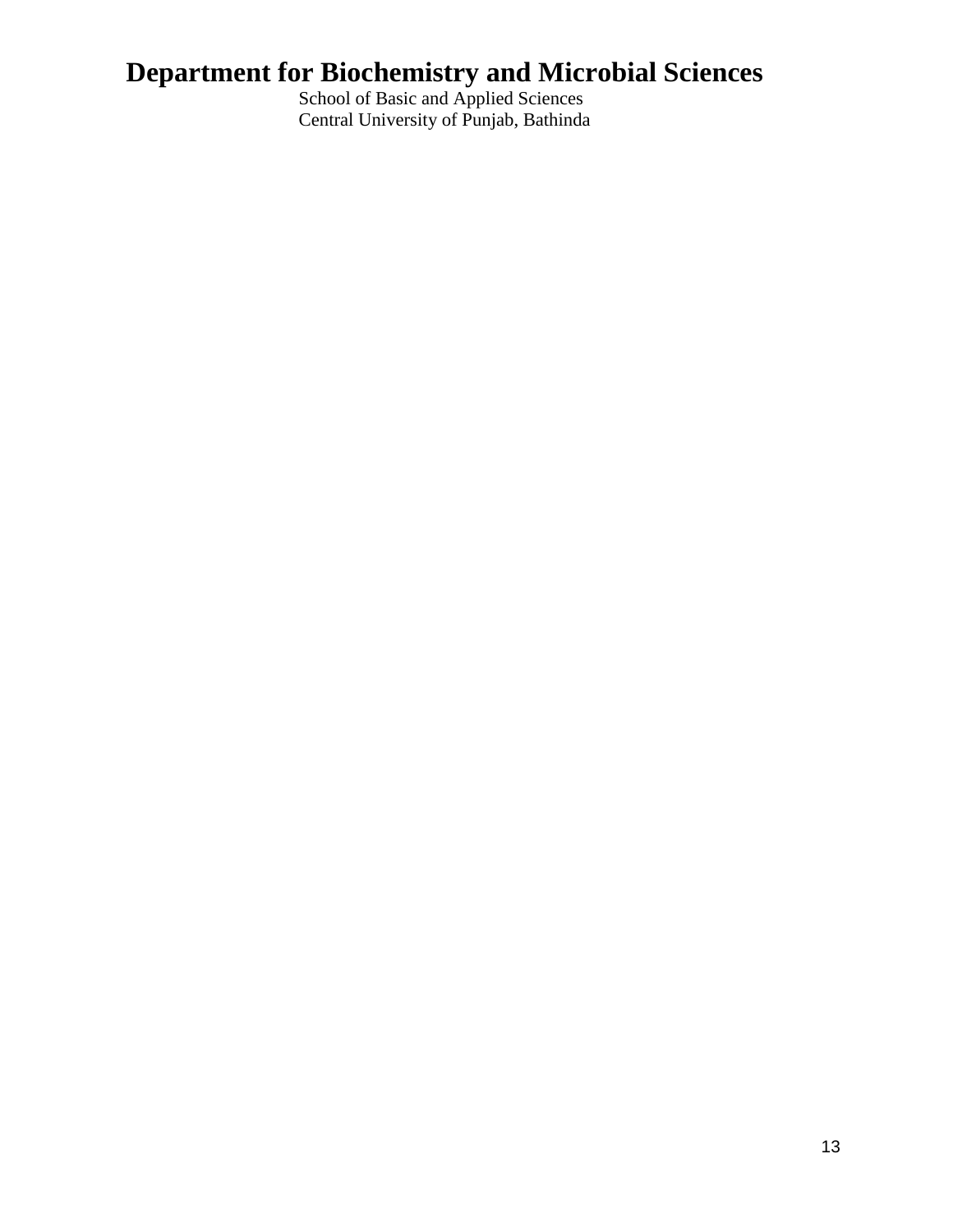# Department for Biochemistry and Microbial Sciences

School of Basic and Applied Sciences
Central University of Punjab, Bathinda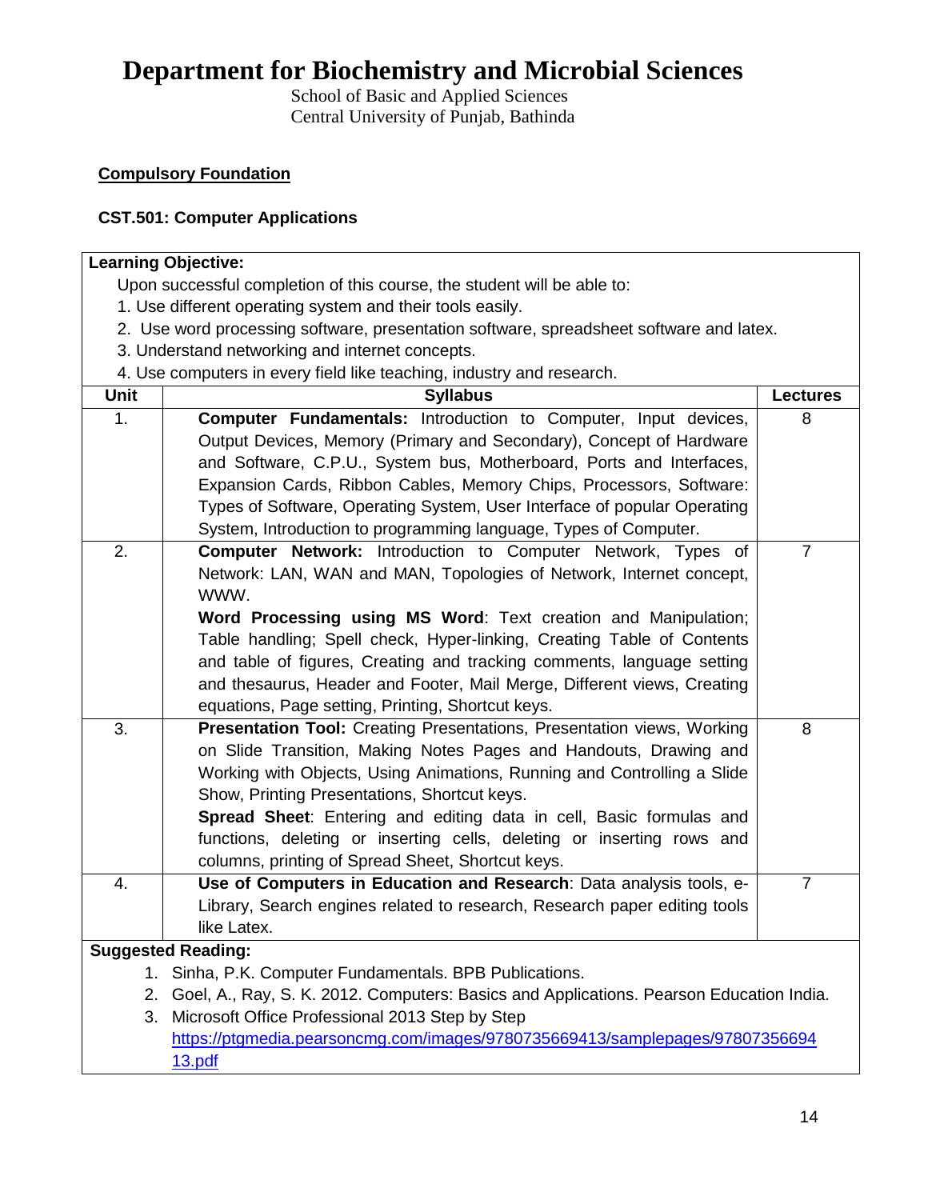# Department for Biochemistry and Microbial Sciences

School of Basic and Applied Sciences
Central University of Punjab, Bathinda

**Compulsory Foundation**

**CST.501: Computer Applications**

**Learning Objective:**

Upon successful completion of this course, the student will be able to:

1. Use different operating system and their tools easily.
2. Use word processing software, presentation software, spreadsheet software and latex.
3. Understand networking and internet concepts.
4. Use computers in every field like teaching, industry and research.

| Unit | Syllabus | Lectures |
|---|---|---|
| 1. | **Computer Fundamentals:** Introduction to Computer, Input devices, Output Devices, Memory (Primary and Secondary), Concept of Hardware and Software, C.P.U., System bus, Motherboard, Ports and Interfaces, Expansion Cards, Ribbon Cables, Memory Chips, Processors, Software: Types of Software, Operating System, User Interface of popular Operating System, Introduction to programming language, Types of Computer. | 8 |
| 2. | **Computer Network:** Introduction to Computer Network, Types of Network: LAN, WAN and MAN, Topologies of Network, Internet concept, WWW. **Word Processing using MS Word**: Text creation and Manipulation; Table handling; Spell check, Hyper-linking, Creating Table of Contents and table of figures, Creating and tracking comments, language setting and thesaurus, Header and Footer, Mail Merge, Different views, Creating equations, Page setting, Printing, Shortcut keys. | 7 |
| 3. | **Presentation Tool:** Creating Presentations, Presentation views, Working on Slide Transition, Making Notes Pages and Handouts, Drawing and Working with Objects, Using Animations, Running and Controlling a Slide Show, Printing Presentations, Shortcut keys. **Spread Sheet**: Entering and editing data in cell, Basic formulas and functions, deleting or inserting cells, deleting or inserting rows and columns, printing of Spread Sheet, Shortcut keys. | 8 |
| 4. | **Use of Computers in Education and Research**: Data analysis tools, e-Library, Search engines related to research, Research paper editing tools like Latex. | 7 |

**Suggested Reading:**

1. Sinha, P.K. Computer Fundamentals. BPB Publications.
2. Goel, A., Ray, S. K. 2012. Computers: Basics and Applications. Pearson Education India.
3. Microsoft Office Professional 2013 Step by Step https://ptgmedia.pearsoncmg.com/images/9780735669413/samplepages/9780735669413.pdf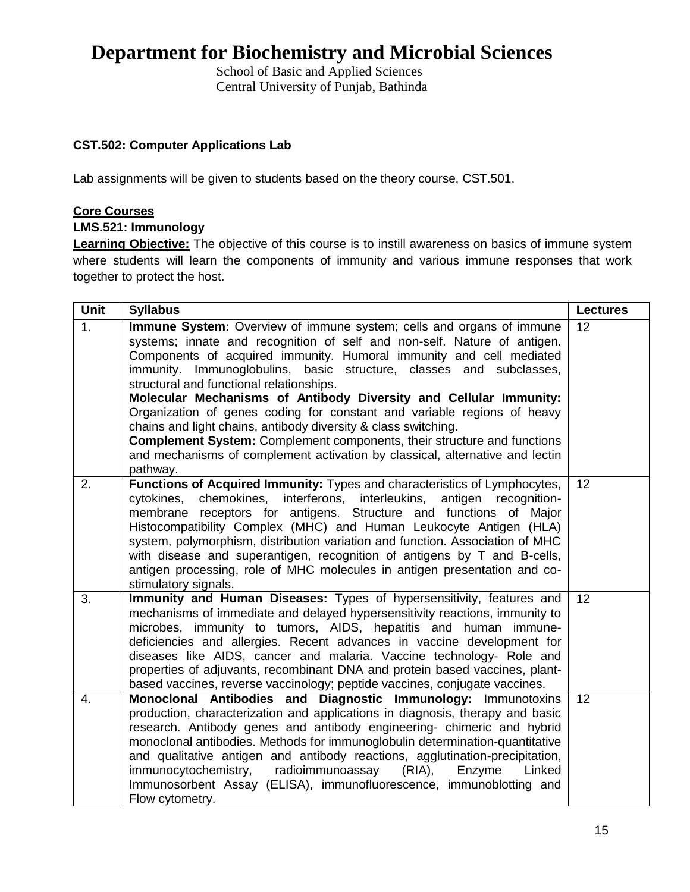# Department for Biochemistry and Microbial Sciences

School of Basic and Applied Sciences
Central University of Punjab, Bathinda

**CST.502: Computer Applications Lab**

Lab assignments will be given to students based on the theory course, CST.501.

**Core Courses**

**LMS.521: Immunology**

**Learning Objective:** The objective of this course is to instill awareness on basics of immune system where students will learn the components of immunity and various immune responses that work together to protect the host.

| Unit | Syllabus | Lectures |
|---|---|---|
| 1. | **Immune System:** Overview of immune system; cells and organs of immune systems; innate and recognition of self and non-self. Nature of antigen. Components of acquired immunity. Humoral immunity and cell mediated immunity. Immunoglobulins, basic structure, classes and subclasses, structural and functional relationships. **Molecular Mechanisms of Antibody Diversity and Cellular Immunity:** Organization of genes coding for constant and variable regions of heavy chains and light chains, antibody diversity & class switching. **Complement System:** Complement components, their structure and functions and mechanisms of complement activation by classical, alternative and lectin pathway. | 12 |
| 2. | **Functions of Acquired Immunity:** Types and characteristics of Lymphocytes, cytokines, chemokines, interferons, interleukins, antigen recognition-membrane receptors for antigens. Structure and functions of Major Histocompatibility Complex (MHC) and Human Leukocyte Antigen (HLA) system, polymorphism, distribution variation and function. Association of MHC with disease and superantigen, recognition of antigens by T and B-cells, antigen processing, role of MHC molecules in antigen presentation and co-stimulatory signals. | 12 |
| 3. | **Immunity and Human Diseases:** Types of hypersensitivity, features and mechanisms of immediate and delayed hypersensitivity reactions, immunity to microbes, immunity to tumors, AIDS, hepatitis and human immune-deficiencies and allergies. Recent advances in vaccine development for diseases like AIDS, cancer and malaria. Vaccine technology- Role and properties of adjuvants, recombinant DNA and protein based vaccines, plant-based vaccines, reverse vaccinology; peptide vaccines, conjugate vaccines. | 12 |
| 4. | **Monoclonal Antibodies and Diagnostic Immunology:** Immunotoxins production, characterization and applications in diagnosis, therapy and basic research. Antibody genes and antibody engineering- chimeric and hybrid monoclonal antibodies. Methods for immunoglobulin determination-quantitative and qualitative antigen and antibody reactions, agglutination-precipitation, immunocytochemistry, radioimmunoassay (RIA), Enzyme Linked Immunosorbent Assay (ELISA), immunofluorescence, immunoblotting and Flow cytometry. | 12 |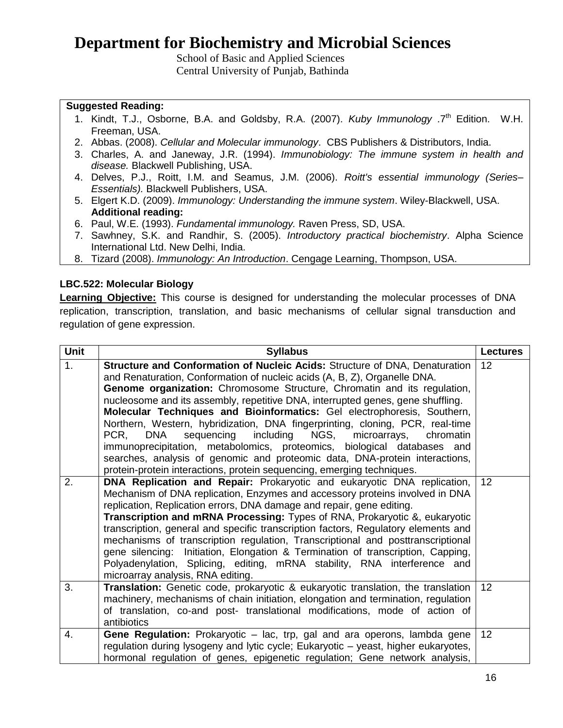# Department for Biochemistry and Microbial Sciences

School of Basic and Applied Sciences
Central University of Punjab, Bathinda

**Suggested Reading:**

1. Kindt, T.J., Osborne, B.A. and Goldsby, R.A. (2007). *Kuby Immunology* .7th Edition. W.H. Freeman, USA.
2. Abbas. (2008). *Cellular and Molecular immunology*. CBS Publishers & Distributors, India.
3. Charles, A. and Janeway, J.R. (1994). *Immunobiology: The immune system in health and disease.* Blackwell Publishing, USA.
4. Delves, P.J., Roitt, I.M. and Seamus, J.M. (2006). *Roitt's essential immunology (Series–Essentials).* Blackwell Publishers, USA.
5. Elgert K.D. (2009). *Immunology: Understanding the immune system*. Wiley-Blackwell, USA.

**Additional reading:**

6. Paul, W.E. (1993). *Fundamental immunology.* Raven Press, SD, USA.
7. Sawhney, S.K. and Randhir, S. (2005). *Introductory practical biochemistry*. Alpha Science International Ltd. New Delhi, India.
8. Tizard (2008). *Immunology: An Introduction*. Cengage Learning, Thompson, USA.

### LBC.522: Molecular Biology

**Learning Objective:** This course is designed for understanding the molecular processes of DNA replication, transcription, translation, and basic mechanisms of cellular signal transduction and regulation of gene expression.

| Unit | Syllabus | Lectures |
|---|---|---|
| 1. | **Structure and Conformation of Nucleic Acids:** Structure of DNA, Denaturation and Renaturation, Conformation of nucleic acids (A, B, Z), Organelle DNA. **Genome organization:** Chromosome Structure, Chromatin and its regulation, nucleosome and its assembly, repetitive DNA, interrupted genes, gene shuffling. **Molecular Techniques and Bioinformatics:** Gel electrophoresis, Southern, Northern, Western, hybridization, DNA fingerprinting, cloning, PCR, real-time PCR, DNA sequencing including NGS, microarrays, chromatin immunoprecipitation, metabolomics, proteomics, biological databases and searches, analysis of genomic and proteomic data, DNA-protein interactions, protein-protein interactions, protein sequencing, emerging techniques. | 12 |
| 2. | **DNA Replication and Repair:** Prokaryotic and eukaryotic DNA replication, Mechanism of DNA replication, Enzymes and accessory proteins involved in DNA replication, Replication errors, DNA damage and repair, gene editing. **Transcription and mRNA Processing:** Types of RNA, Prokaryotic &, eukaryotic transcription, general and specific transcription factors, Regulatory elements and mechanisms of transcription regulation, Transcriptional and posttranscriptional gene silencing: Initiation, Elongation & Termination of transcription, Capping, Polyadenylation, Splicing, editing, mRNA stability, RNA interference and microarray analysis, RNA editing. | 12 |
| 3. | **Translation:** Genetic code, prokaryotic & eukaryotic translation, the translation machinery, mechanisms of chain initiation, elongation and termination, regulation of translation, co-and post- translational modifications, mode of action of antibiotics | 12 |
| 4. | **Gene Regulation:** Prokaryotic – lac, trp, gal and ara operons, lambda gene regulation during lysogeny and lytic cycle; Eukaryotic – yeast, higher eukaryotes, hormonal regulation of genes, epigenetic regulation; Gene network analysis, | 12 |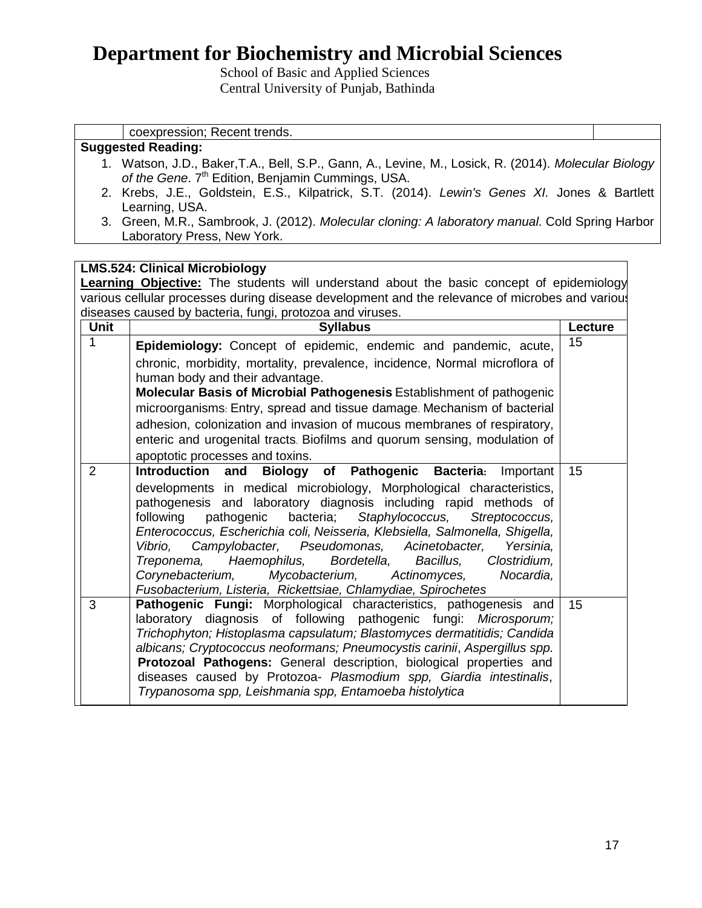# Department for Biochemistry and Microbial Sciences

School of Basic and Applied Sciences
Central University of Punjab, Bathinda

| | coexpression; Recent trends. | |
|---|---|---|

**Suggested Reading:**

1. Watson, J.D., Baker,T.A., Bell, S.P., Gann, A., Levine, M., Losick, R. (2014). *Molecular Biology of the Gene*. 7th Edition, Benjamin Cummings, USA.
2. Krebs, J.E., Goldstein, E.S., Kilpatrick, S.T. (2014). *Lewin's Genes XI*. Jones & Bartlett Learning, USA.
3. Green, M.R., Sambrook, J. (2012). *Molecular cloning: A laboratory manual*. Cold Spring Harbor Laboratory Press, New York.

**LMS.524: Clinical Microbiology**

**Learning Objective:** The students will understand about the basic concept of epidemiology various cellular processes during disease development and the relevance of microbes and various diseases caused by bacteria, fungi, protozoa and viruses.

| Unit | Syllabus | Lecture |
|---|---|---|
| 1 | **Epidemiology:** Concept of epidemic, endemic and pandemic, acute, chronic, morbidity, mortality, prevalence, incidence, Normal microflora of human body and their advantage. **Molecular Basis of Microbial Pathogenesis** Establishment of pathogenic microorganisms: Entry, spread and tissue damage. Mechanism of bacterial adhesion, colonization and invasion of mucous membranes of respiratory, enteric and urogenital tracts. Biofilms and quorum sensing, modulation of apoptotic processes and toxins. | 15 |
| 2 | **Introduction and Biology of Pathogenic Bacteria:** Important developments in medical microbiology, Morphological characteristics, pathogenesis and laboratory diagnosis including rapid methods of following pathogenic bacteria; *Staphylococcus, Streptococcus, Enterococcus, Escherichia coli, Neisseria, Klebsiella, Salmonella, Shigella, Vibrio, Campylobacter, Pseudomonas, Acinetobacter, Yersinia, Treponema, Haemophilus, Bordetella, Bacillus, Clostridium, Corynebacterium, Mycobacterium, Actinomyces, Nocardia, Fusobacterium, Listeria, Rickettsiae, Chlamydiae, Spirochetes* | 15 |
| 3 | **Pathogenic Fungi:** Morphological characteristics, pathogenesis and laboratory diagnosis of following pathogenic fungi: *Microsporum; Trichophyton; Histoplasma capsulatum; Blastomyces dermatitidis; Candida albicans; Cryptococcus neoformans; Pneumocystis carinii*, *Aspergillus spp.* **Protozoal Pathogens:** General description, biological properties and diseases caused by Protozoa- *Plasmodium spp, Giardia intestinalis*, *Trypanosoma spp, Leishmania spp, Entamoeba histolytica* | 15 |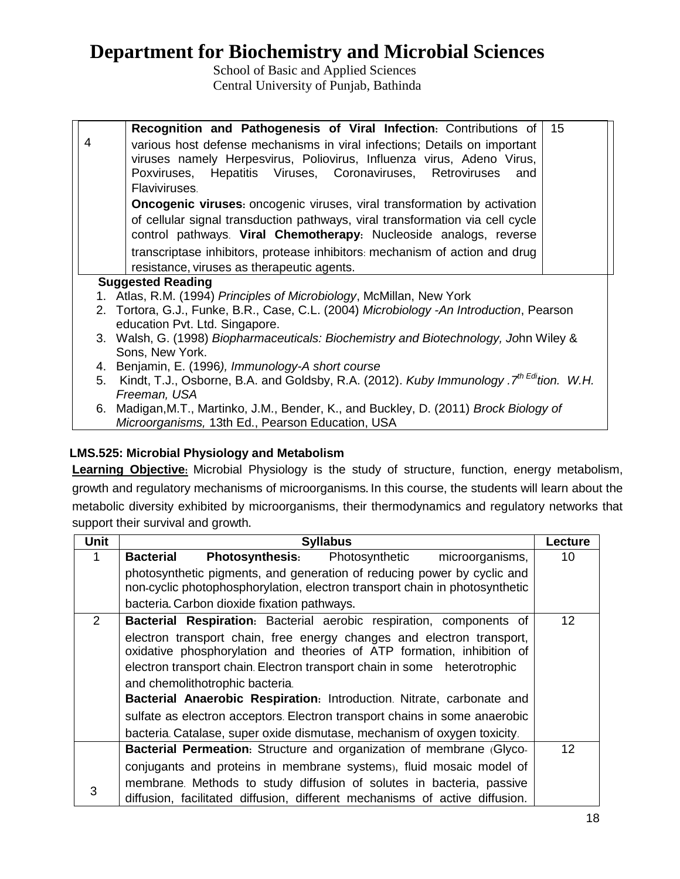# Department for Biochemistry and Microbial Sciences

School of Basic and Applied Sciences
Central University of Punjab, Bathinda

| | | |
|---|---|---|
| 4 | **Recognition and Pathogenesis of Viral Infection:** Contributions of various host defense mechanisms in viral infections; Details on important viruses namely Herpesvirus, Poliovirus, Influenza virus, Adeno Virus, Poxviruses, Hepatitis Viruses, Coronaviruses, Retroviruses and Flaviviruses. **Oncogenic viruses:** oncogenic viruses, viral transformation by activation of cellular signal transduction pathways, viral transformation via cell cycle control pathways. **Viral Chemotherapy:** Nucleoside analogs, reverse transcriptase inhibitors, protease inhibitors: mechanism of action and drug resistance, viruses as therapeutic agents. | 15 |

**Suggested Reading**

1. Atlas, R.M. (1994) *Principles of Microbiology*, McMillan, New York
2. Tortora, G.J., Funke, B.R., Case, C.L. (2004) *Microbiology -An Introduction*, Pearson education Pvt. Ltd. Singapore.
3. Walsh, G. (1998) *Biopharmaceuticals: Biochemistry and Biotechnology, Jo*hn Wiley & Sons, New York.
4. Benjamin, E. (1996*), Immunology-A short course*
5. Kindt, T.J., Osborne, B.A. and Goldsby, R.A. (2012). *Kuby Immunology .7th Edition. W.H. Freeman, USA*
6. Madigan,M.T., Martinko, J.M., Bender, K., and Buckley, D. (2011) *Brock Biology of Microorganisms,* 13th Ed., Pearson Education, USA

### LMS.525: Microbial Physiology and Metabolism

**Learning Objective:** Microbial Physiology is the study of structure, function, energy metabolism, growth and regulatory mechanisms of microorganisms. In this course, the students will learn about the metabolic diversity exhibited by microorganisms, their thermodynamics and regulatory networks that support their survival and growth.

| Unit | Syllabus | Lecture |
|---|---|---|
| 1 | **Bacterial Photosynthesis:** Photosynthetic microorganisms, photosynthetic pigments, and generation of reducing power by cyclic and non-cyclic photophosphorylation, electron transport chain in photosynthetic bacteria. Carbon dioxide fixation pathways. | 10 |
| 2 | **Bacterial Respiration:** Bacterial aerobic respiration, components of electron transport chain, free energy changes and electron transport, oxidative phosphorylation and theories of ATP formation, inhibition of electron transport chain. Electron transport chain in some heterotrophic and chemolithotrophic bacteria. **Bacterial Anaerobic Respiration:** Introduction. Nitrate, carbonate and sulfate as electron acceptors. Electron transport chains in some anaerobic bacteria. Catalase, super oxide dismutase, mechanism of oxygen toxicity. | 12 |
| 3 | **Bacterial Permeation:** Structure and organization of membrane (Glyco-conjugants and proteins in membrane systems), fluid mosaic model of membrane. Methods to study diffusion of solutes in bacteria, passive diffusion, facilitated diffusion, different mechanisms of active diffusion. | 12 |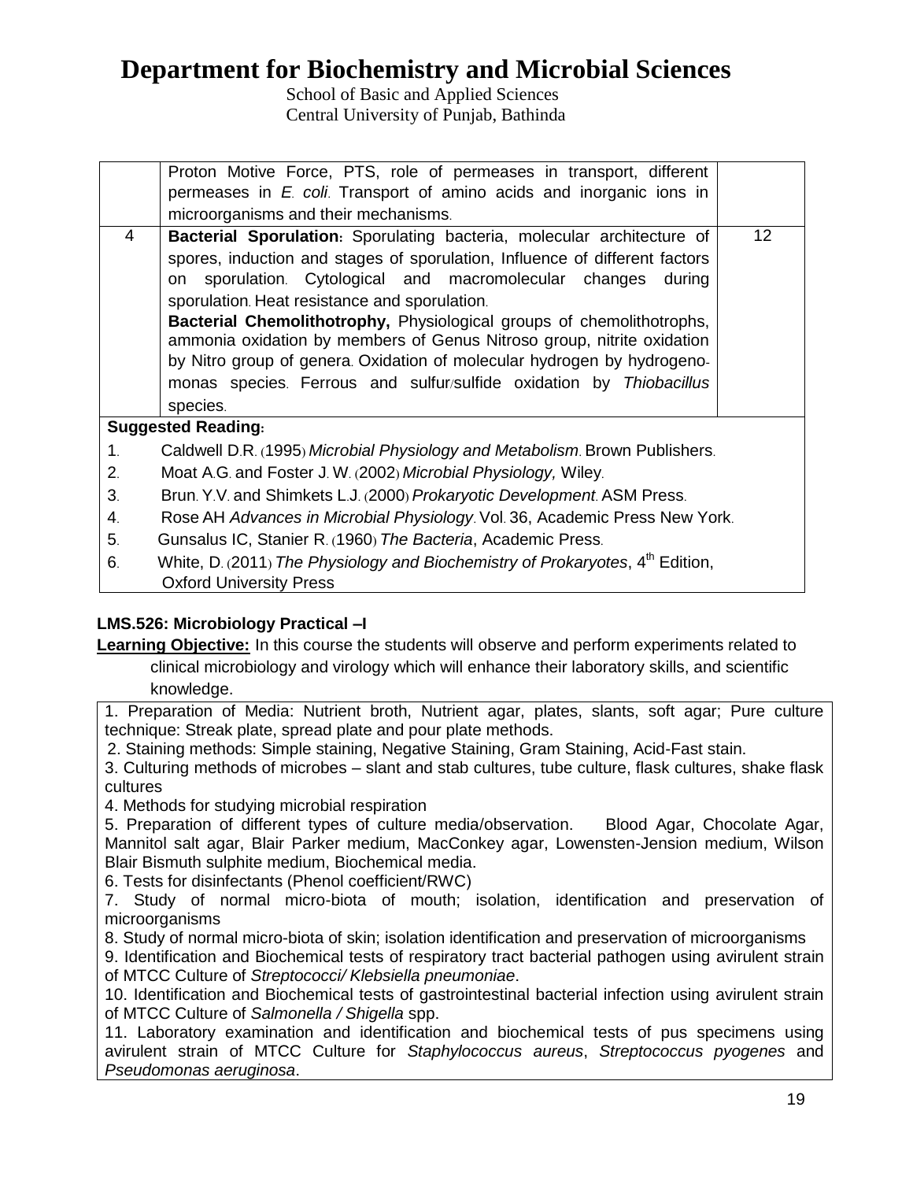# Department for Biochemistry and Microbial Sciences

School of Basic and Applied Sciences
Central University of Punjab, Bathinda

| | | |
|---|---|---|
| | Proton Motive Force, PTS, role of permeases in transport, different permeases in *E. coli*. Transport of amino acids and inorganic ions in microorganisms and their mechanisms. | |
| 4 | **Bacterial Sporulation:** Sporulating bacteria, molecular architecture of spores, induction and stages of sporulation, Influence of different factors on sporulation. Cytological and macromolecular changes during sporulation. Heat resistance and sporulation. **Bacterial Chemolithotrophy,** Physiological groups of chemolithotrophs, ammonia oxidation by members of Genus Nitroso group, nitrite oxidation by Nitro group of genera. Oxidation of molecular hydrogen by hydrogenomonas species. Ferrous and sulfur/sulfide oxidation by *Thiobacillus* species. | 12 |

**Suggested Reading:**

1. Caldwell D.R. (1995) *Microbial Physiology and Metabolism*. Brown Publishers.
2. Moat A.G. and Foster J. W. (2002) *Microbial Physiology,* Wiley.
3. Brun. Y.V. and Shimkets L.J. (2000) *Prokaryotic Development*. ASM Press.
4. Rose AH *Advances in Microbial Physiology*. Vol. 36, Academic Press New York.
5. Gunsalus IC, Stanier R. (1960) *The Bacteria*, Academic Press.
6. White, D. (2011) *The Physiology and Biochemistry of Prokaryotes*, 4th Edition, Oxford University Press

**LMS.526: Microbiology Practical –I**

**Learning Objective:** In this course the students will observe and perform experiments related to clinical microbiology and virology which will enhance their laboratory skills, and scientific knowledge.

1. Preparation of Media: Nutrient broth, Nutrient agar, plates, slants, soft agar; Pure culture technique: Streak plate, spread plate and pour plate methods.
2. Staining methods: Simple staining, Negative Staining, Gram Staining, Acid-Fast stain.
3. Culturing methods of microbes – slant and stab cultures, tube culture, flask cultures, shake flask cultures
4. Methods for studying microbial respiration
5. Preparation of different types of culture media/observation. Blood Agar, Chocolate Agar, Mannitol salt agar, Blair Parker medium, MacConkey agar, Lowensten-Jension medium, Wilson Blair Bismuth sulphite medium, Biochemical media.
6. Tests for disinfectants (Phenol coefficient/RWC)
7. Study of normal micro-biota of mouth; isolation, identification and preservation of microorganisms
8. Study of normal micro-biota of skin; isolation identification and preservation of microorganisms
9. Identification and Biochemical tests of respiratory tract bacterial pathogen using avirulent strain of MTCC Culture of *Streptococci/ Klebsiella pneumoniae*.
10. Identification and Biochemical tests of gastrointestinal bacterial infection using avirulent strain of MTCC Culture of *Salmonella / Shigella* spp.
11. Laboratory examination and identification and biochemical tests of pus specimens using avirulent strain of MTCC Culture for *Staphylococcus aureus*, *Streptococcus pyogenes* and *Pseudomonas aeruginosa*.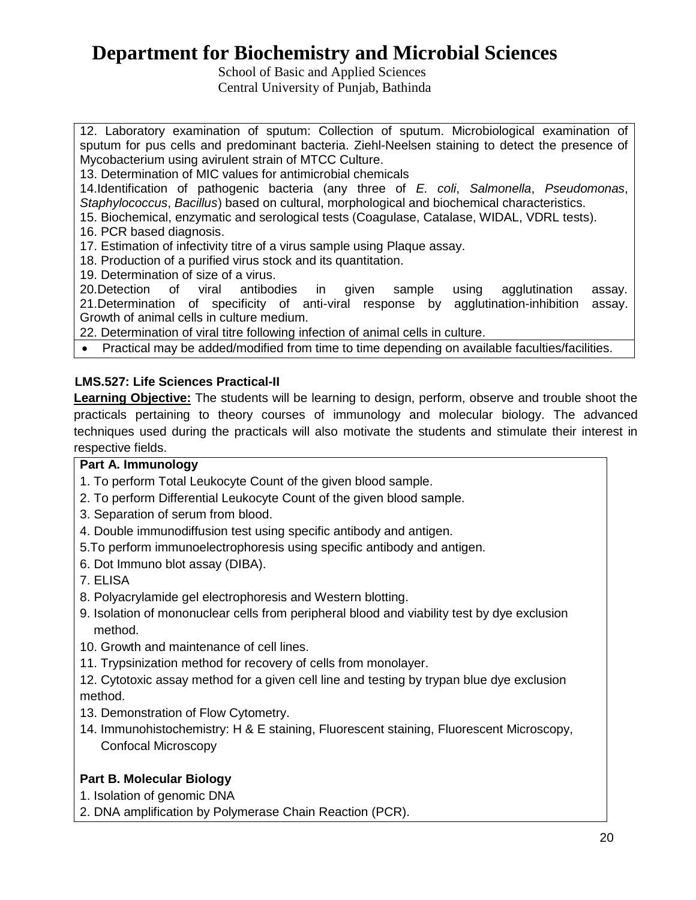# Department for Biochemistry and Microbial Sciences

School of Basic and Applied Sciences
Central University of Punjab, Bathinda

12. Laboratory examination of sputum: Collection of sputum. Microbiological examination of sputum for pus cells and predominant bacteria. Ziehl-Neelsen staining to detect the presence of Mycobacterium using avirulent strain of MTCC Culture.
13. Determination of MIC values for antimicrobial chemicals
14. Identification of pathogenic bacteria (any three of *E. coli*, *Salmonella*, *Pseudomonas*, *Staphylococcus*, *Bacillus*) based on cultural, morphological and biochemical characteristics.
15. Biochemical, enzymatic and serological tests (Coagulase, Catalase, WIDAL, VDRL tests).
16. PCR based diagnosis.
17. Estimation of infectivity titre of a virus sample using Plaque assay.
18. Production of a purified virus stock and its quantitation.
19. Determination of size of a virus.
20. Detection of viral antibodies in given sample using agglutination assay.
21. Determination of specificity of anti-viral response by agglutination-inhibition assay. Growth of animal cells in culture medium.
22. Determination of viral titre following infection of animal cells in culture.

- Practical may be added/modified from time to time depending on available faculties/facilities.

**LMS.527: Life Sciences Practical-II**

**Learning Objective:** The students will be learning to design, perform, observe and trouble shoot the practicals pertaining to theory courses of immunology and molecular biology. The advanced techniques used during the practicals will also motivate the students and stimulate their interest in respective fields.

**Part A. Immunology**

1. To perform Total Leukocyte Count of the given blood sample.
2. To perform Differential Leukocyte Count of the given blood sample.
3. Separation of serum from blood.
4. Double immunodiffusion test using specific antibody and antigen.
5. To perform immunoelectrophoresis using specific antibody and antigen.
6. Dot Immuno blot assay (DIBA).
7. ELISA
8. Polyacrylamide gel electrophoresis and Western blotting.
9. Isolation of mononuclear cells from peripheral blood and viability test by dye exclusion method.
10. Growth and maintenance of cell lines.
11. Trypsinization method for recovery of cells from monolayer.
12. Cytotoxic assay method for a given cell line and testing by trypan blue dye exclusion method.
13. Demonstration of Flow Cytometry.
14. Immunohistochemistry: H & E staining, Fluorescent staining, Fluorescent Microscopy, Confocal Microscopy

**Part B. Molecular Biology**

1. Isolation of genomic DNA
2. DNA amplification by Polymerase Chain Reaction (PCR).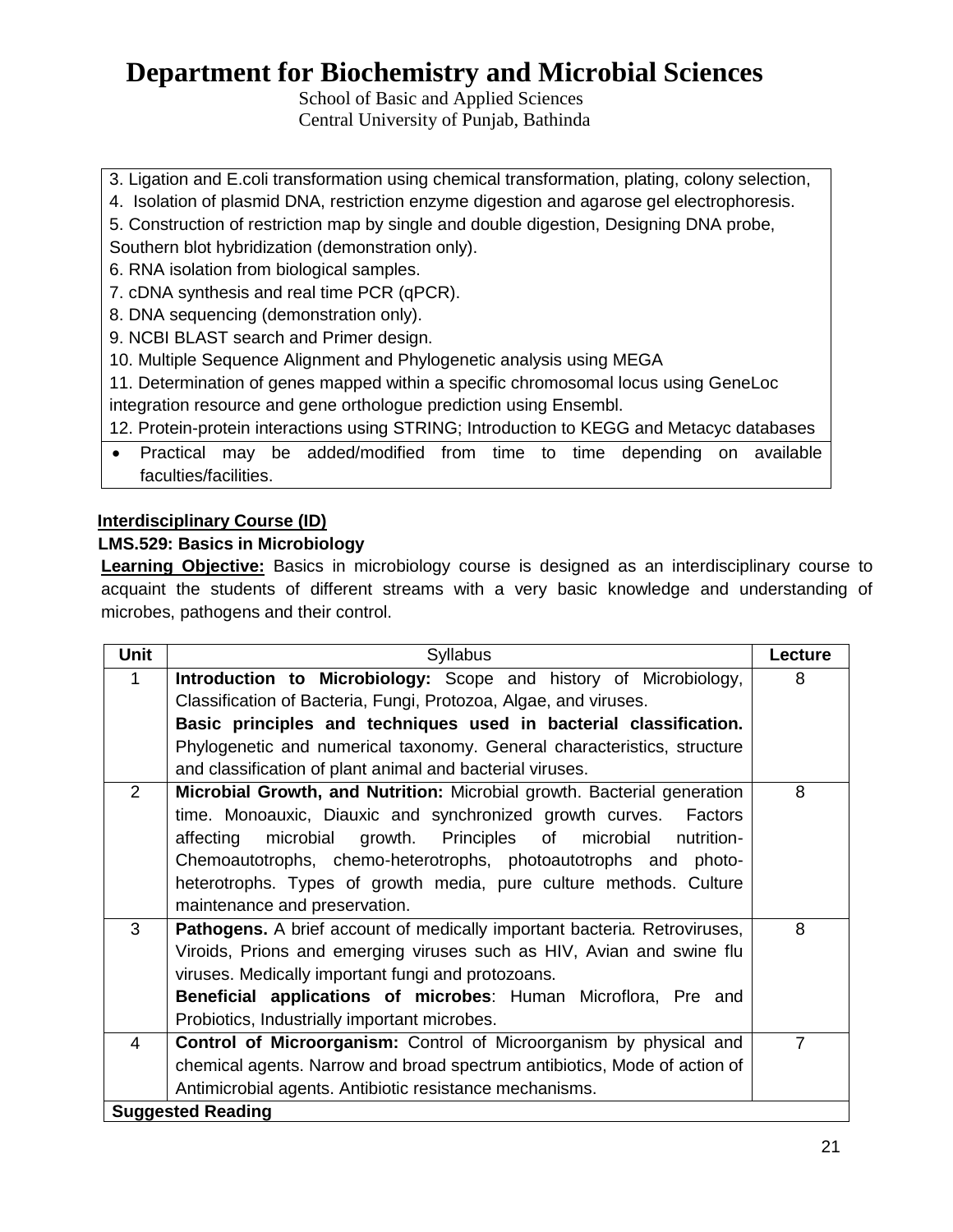# Department for Biochemistry and Microbial Sciences

School of Basic and Applied Sciences
Central University of Punjab, Bathinda

| |
|---|
| 3. Ligation and E.coli transformation using chemical transformation, plating, colony selection,<br>4. Isolation of plasmid DNA, restriction enzyme digestion and agarose gel electrophoresis.<br>5. Construction of restriction map by single and double digestion, Designing DNA probe, Southern blot hybridization (demonstration only).<br>6. RNA isolation from biological samples.<br>7. cDNA synthesis and real time PCR (qPCR).<br>8. DNA sequencing (demonstration only).<br>9. NCBI BLAST search and Primer design.<br>10. Multiple Sequence Alignment and Phylogenetic analysis using MEGA<br>11. Determination of genes mapped within a specific chromosomal locus using GeneLoc integration resource and gene orthologue prediction using Ensembl.<br>12. Protein-protein interactions using STRING; Introduction to KEGG and Metacyc databases |
| • Practical may be added/modified from time to time depending on available faculties/facilities. |

**Interdisciplinary Course (ID)**

**LMS.529: Basics in Microbiology**

**Learning Objective:** Basics in microbiology course is designed as an interdisciplinary course to acquaint the students of different streams with a very basic knowledge and understanding of microbes, pathogens and their control.

| Unit | Syllabus | Lecture |
|---|---|---|
| 1 | **Introduction to Microbiology:** Scope and history of Microbiology, Classification of Bacteria, Fungi, Protozoa, Algae, and viruses.<br>**Basic principles and techniques used in bacterial classification.** Phylogenetic and numerical taxonomy. General characteristics, structure and classification of plant animal and bacterial viruses. | 8 |
| 2 | **Microbial Growth, and Nutrition:** Microbial growth. Bacterial generation time. Monoauxic, Diauxic and synchronized growth curves. Factors affecting microbial growth. Principles of microbial nutrition-Chemoautotrophs, chemo-heterotrophs, photoautotrophs and photo-heterotrophs. Types of growth media, pure culture methods. Culture maintenance and preservation. | 8 |
| 3 | **Pathogens.** A brief account of medically important bacteria. Retroviruses, Viroids, Prions and emerging viruses such as HIV, Avian and swine flu viruses. Medically important fungi and protozoans.<br>**Beneficial applications of microbes**: Human Microflora, Pre and Probiotics, Industrially important microbes. | 8 |
| 4 | **Control of Microorganism:** Control of Microorganism by physical and chemical agents. Narrow and broad spectrum antibiotics, Mode of action of Antimicrobial agents. Antibiotic resistance mechanisms. | 7 |
| **Suggested Reading** | | |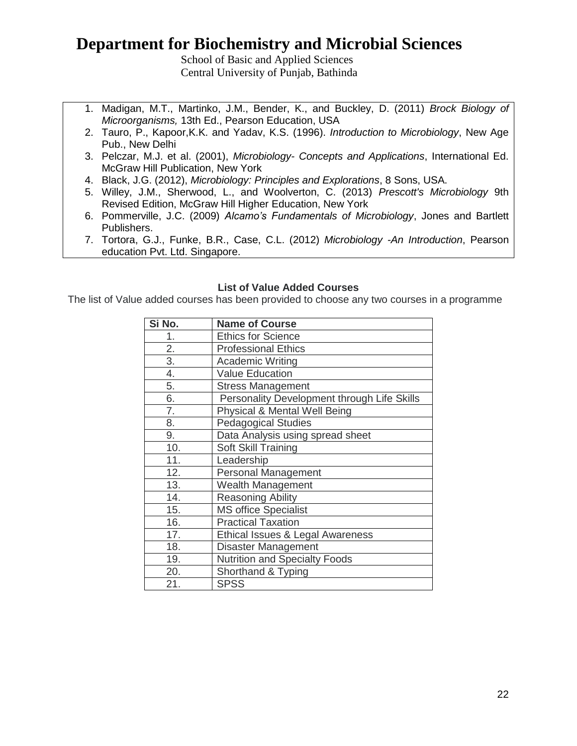# Department for Biochemistry and Microbial Sciences

School of Basic and Applied Sciences
Central University of Punjab, Bathinda

1. Madigan, M.T., Martinko, J.M., Bender, K., and Buckley, D. (2011) *Brock Biology of Microorganisms,* 13th Ed., Pearson Education, USA
2. Tauro, P., Kapoor,K.K. and Yadav, K.S. (1996). *Introduction to Microbiology*, New Age Pub., New Delhi
3. Pelczar, M.J. et al. (2001), *Microbiology- Concepts and Applications*, International Ed. McGraw Hill Publication, New York
4. Black, J.G. (2012), *Microbiology: Principles and Explorations*, 8 Sons, USA.
5. Willey, J.M., Sherwood, L., and Woolverton, C. (2013) *Prescott's Microbiology* 9th Revised Edition, McGraw Hill Higher Education, New York
6. Pommerville, J.C. (2009) *Alcamo's Fundamentals of Microbiology*, Jones and Bartlett Publishers.
7. Tortora, G.J., Funke, B.R., Case, C.L. (2012) *Microbiology -An Introduction*, Pearson education Pvt. Ltd. Singapore.

**List of Value Added Courses**

The list of Value added courses has been provided to choose any two courses in a programme

| Si No. | Name of Course |
|---|---|
| 1. | Ethics for Science |
| 2. | Professional Ethics |
| 3. | Academic Writing |
| 4. | Value Education |
| 5. | Stress Management |
| 6. | Personality Development through Life Skills |
| 7. | Physical & Mental Well Being |
| 8. | Pedagogical Studies |
| 9. | Data Analysis using spread sheet |
| 10. | Soft Skill Training |
| 11. | Leadership |
| 12. | Personal Management |
| 13. | Wealth Management |
| 14. | Reasoning Ability |
| 15. | MS office Specialist |
| 16. | Practical Taxation |
| 17. | Ethical Issues & Legal Awareness |
| 18. | Disaster Management |
| 19. | Nutrition and Specialty Foods |
| 20. | Shorthand & Typing |
| 21. | SPSS |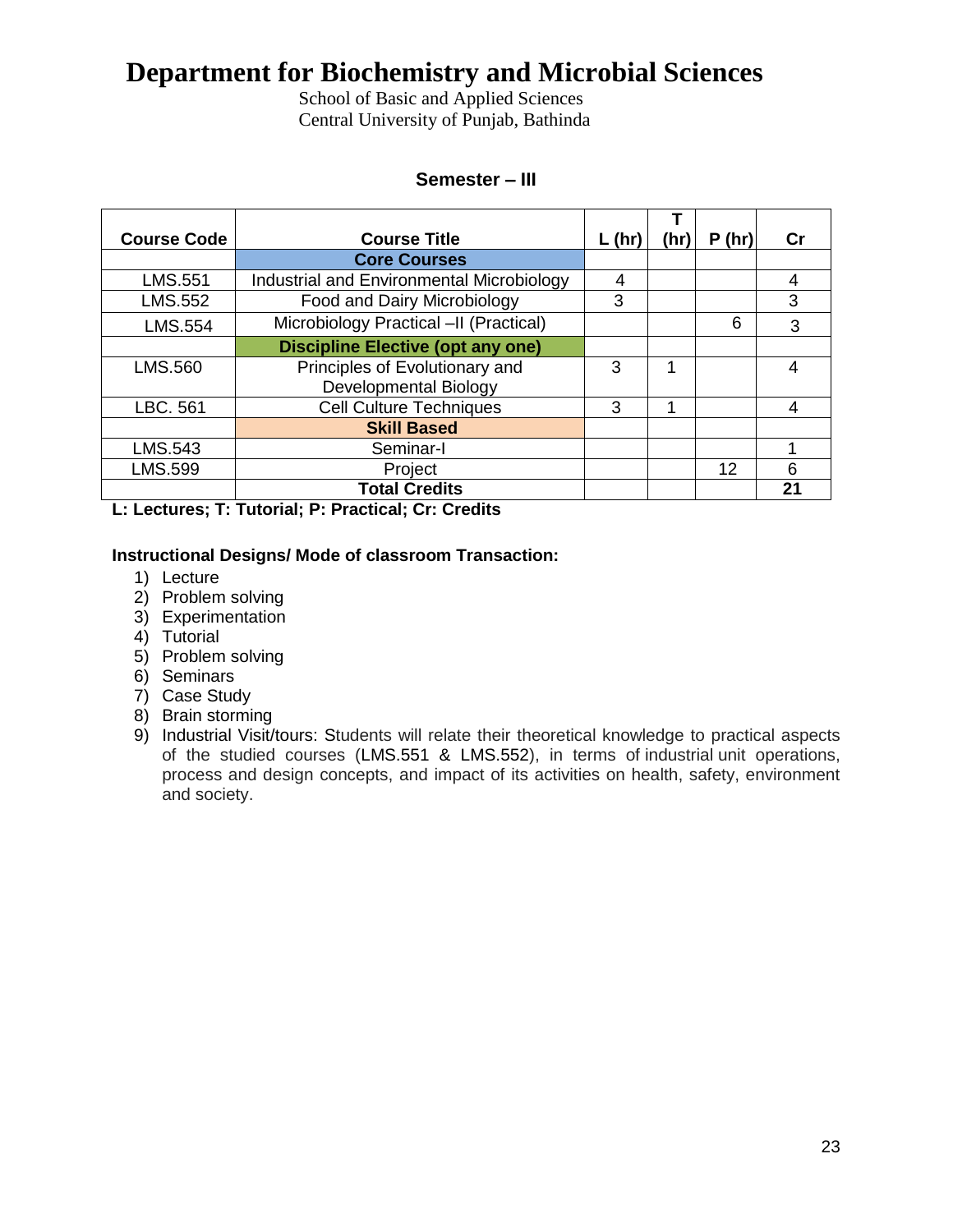# Department for Biochemistry and Microbial Sciences

School of Basic and Applied Sciences
Central University of Punjab, Bathinda

### Semester – III

| Course Code | Course Title | L (hr) | T (hr) | P (hr) | Cr |
|---|---|---|---|---|---|
| | **Core Courses** | | | | |
| LMS.551 | Industrial and Environmental Microbiology | 4 | | | 4 |
| LMS.552 | Food and Dairy Microbiology | 3 | | | 3 |
| LMS.554 | Microbiology Practical –II (Practical) | | | 6 | 3 |
| | **Discipline Elective (opt any one)** | | | | |
| LMS.560 | Principles of Evolutionary and Developmental Biology | 3 | 1 | | 4 |
| LBC. 561 | Cell Culture Techniques | 3 | 1 | | 4 |
| | **Skill Based** | | | | |
| LMS.543 | Seminar-I | | | | 1 |
| LMS.599 | Project | | | 12 | 6 |
| | **Total Credits** | | | | **21** |

**L: Lectures; T: Tutorial; P: Practical; Cr: Credits**

**Instructional Designs/ Mode of classroom Transaction:**

1) Lecture
2) Problem solving
3) Experimentation
4) Tutorial
5) Problem solving
6) Seminars
7) Case Study
8) Brain storming
9) Industrial Visit/tours: Students will relate their theoretical knowledge to practical aspects of the studied courses (LMS.551 & LMS.552), in terms of industrial unit operations, process and design concepts, and impact of its activities on health, safety, environment and society.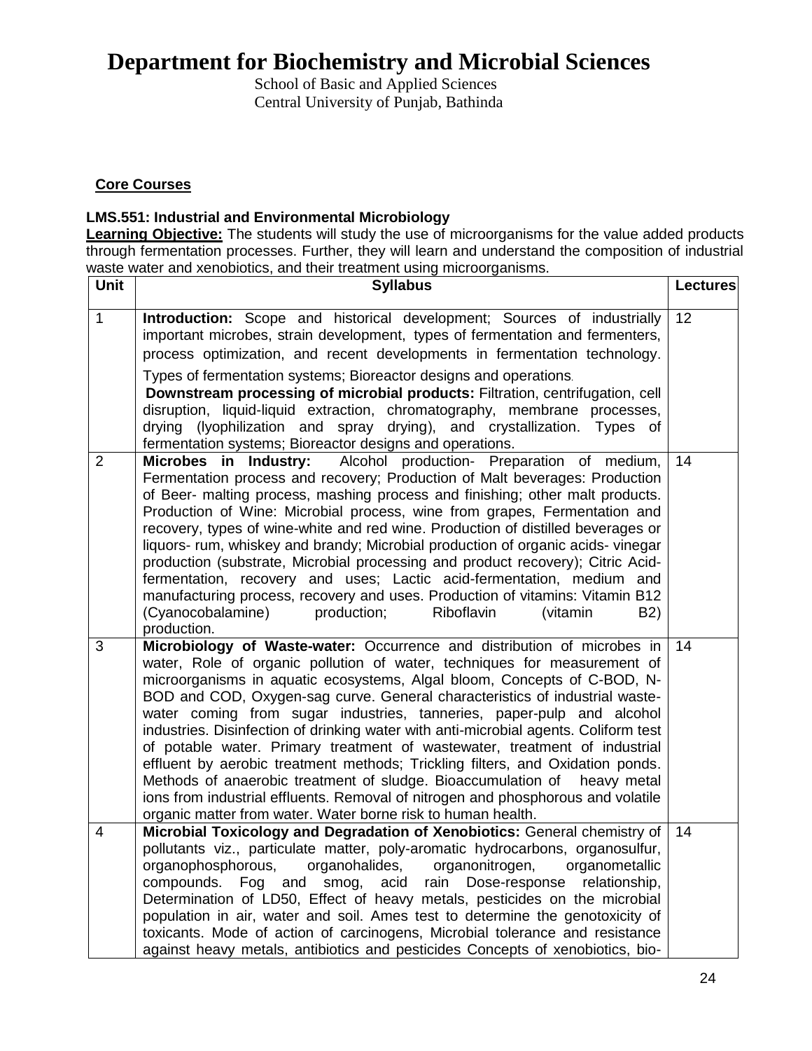# Department for Biochemistry and Microbial Sciences

School of Basic and Applied Sciences
Central University of Punjab, Bathinda

**Core Courses**

**LMS.551: Industrial and Environmental Microbiology**

**Learning Objective:** The students will study the use of microorganisms for the value added products through fermentation processes. Further, they will learn and understand the composition of industrial waste water and xenobiotics, and their treatment using microorganisms.

| Unit | Syllabus | Lectures |
|---|---|---|
| 1 | **Introduction:** Scope and historical development; Sources of industrially important microbes, strain development, types of fermentation and fermenters, process optimization, and recent developments in fermentation technology. Types of fermentation systems; Bioreactor designs and operations. **Downstream processing of microbial products:** Filtration, centrifugation, cell disruption, liquid-liquid extraction, chromatography, membrane processes, drying (lyophilization and spray drying), and crystallization. Types of fermentation systems; Bioreactor designs and operations. | 12 |
| 2 | **Microbes in Industry:** Alcohol production- Preparation of medium, Fermentation process and recovery; Production of Malt beverages: Production of Beer- malting process, mashing process and finishing; other malt products. Production of Wine: Microbial process, wine from grapes, Fermentation and recovery, types of wine-white and red wine. Production of distilled beverages or liquors- rum, whiskey and brandy; Microbial production of organic acids- vinegar production (substrate, Microbial processing and product recovery); Citric Acid-fermentation, recovery and uses; Lactic acid-fermentation, medium and manufacturing process, recovery and uses. Production of vitamins: Vitamin B12 (Cyanocobalamine) production; Riboflavin (vitamin B2) production. | 14 |
| 3 | **Microbiology of Waste-water:** Occurrence and distribution of microbes in water, Role of organic pollution of water, techniques for measurement of microorganisms in aquatic ecosystems, Algal bloom, Concepts of C-BOD, N-BOD and COD, Oxygen-sag curve. General characteristics of industrial waste-water coming from sugar industries, tanneries, paper-pulp and alcohol industries. Disinfection of drinking water with anti-microbial agents. Coliform test of potable water. Primary treatment of wastewater, treatment of industrial effluent by aerobic treatment methods; Trickling filters, and Oxidation ponds. Methods of anaerobic treatment of sludge. Bioaccumulation of heavy metal ions from industrial effluents. Removal of nitrogen and phosphorous and volatile organic matter from water. Water borne risk to human health. | 14 |
| 4 | **Microbial Toxicology and Degradation of Xenobiotics:** General chemistry of pollutants viz., particulate matter, poly-aromatic hydrocarbons, organosulfur, organophosphorous, organohalides, organonitrogen, organometallic compounds. Fog and smog, acid rain Dose-response relationship, Determination of LD50, Effect of heavy metals, pesticides on the microbial population in air, water and soil. Ames test to determine the genotoxicity of toxicants. Mode of action of carcinogens, Microbial tolerance and resistance against heavy metals, antibiotics and pesticides Concepts of xenobiotics, bio- | 14 |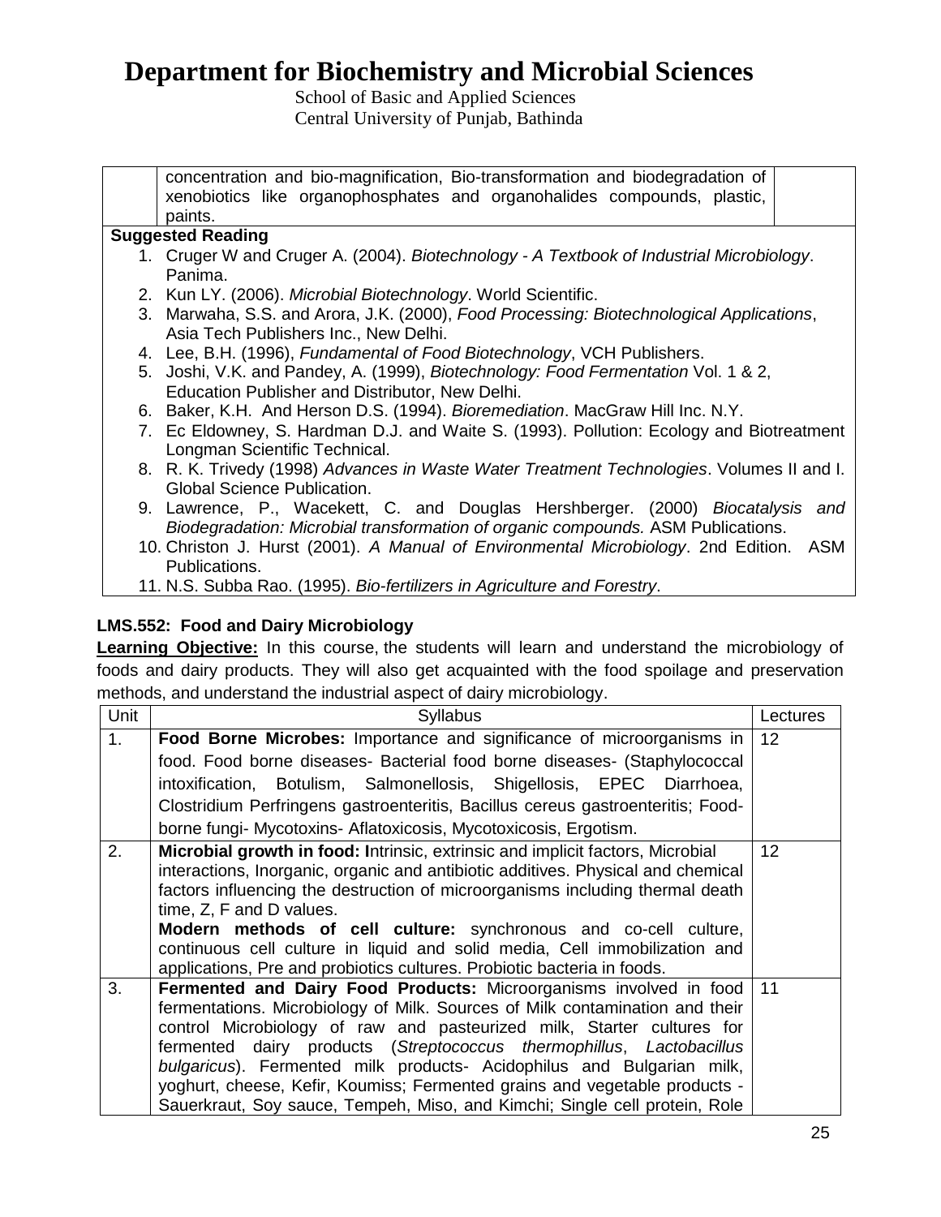| | | |
|---|---|---|
| | concentration and bio-magnification, Bio-transformation and biodegradation of xenobiotics like organophosphates and organohalides compounds, plastic, paints. | |

**Suggested Reading**

1. Cruger W and Cruger A. (2004). *Biotechnology - A Textbook of Industrial Microbiology*. Panima.
2. Kun LY. (2006). *Microbial Biotechnology*. World Scientific.
3. Marwaha, S.S. and Arora, J.K. (2000), *Food Processing: Biotechnological Applications*, Asia Tech Publishers Inc., New Delhi.
4. Lee, B.H. (1996), *Fundamental of Food Biotechnology*, VCH Publishers.
5. Joshi, V.K. and Pandey, A. (1999), *Biotechnology: Food Fermentation* Vol. 1 & 2, Education Publisher and Distributor, New Delhi.
6. Baker, K.H. And Herson D.S. (1994). *Bioremediation*. MacGraw Hill Inc. N.Y.
7. Ec Eldowney, S. Hardman D.J. and Waite S. (1993). Pollution: Ecology and Biotreatment Longman Scientific Technical.
8. R. K. Trivedy (1998) *Advances in Waste Water Treatment Technologies*. Volumes II and I. Global Science Publication.
9. Lawrence, P., Wacekett, C. and Douglas Hershberger. (2000) *Biocatalysis and Biodegradation: Microbial transformation of organic compounds.* ASM Publications.
10. Christon J. Hurst (2001). *A Manual of Environmental Microbiology*. 2nd Edition. ASM Publications.
11. N.S. Subba Rao. (1995). *Bio-fertilizers in Agriculture and Forestry*.

### LMS.552: Food and Dairy Microbiology

**Learning Objective:** In this course, the students will learn and understand the microbiology of foods and dairy products. They will also get acquainted with the food spoilage and preservation methods, and understand the industrial aspect of dairy microbiology.

| Unit | Syllabus | Lectures |
|---|---|---|
| 1. | **Food Borne Microbes:** Importance and significance of microorganisms in food. Food borne diseases- Bacterial food borne diseases- (Staphylococcal intoxification, Botulism, Salmonellosis, Shigellosis, EPEC Diarrhoea, Clostridium Perfringens gastroenteritis, Bacillus cereus gastroenteritis; Food-borne fungi- Mycotoxins- Aflatoxicosis, Mycotoxicosis, Ergotism. | 12 |
| 2. | **Microbial growth in food:** Intrinsic, extrinsic and implicit factors, Microbial interactions, Inorganic, organic and antibiotic additives. Physical and chemical factors influencing the destruction of microorganisms including thermal death time, Z, F and D values. **Modern methods of cell culture:** synchronous and co-cell culture, continuous cell culture in liquid and solid media, Cell immobilization and applications, Pre and probiotics cultures. Probiotic bacteria in foods. | 12 |
| 3. | **Fermented and Dairy Food Products:** Microorganisms involved in food fermentations. Microbiology of Milk. Sources of Milk contamination and their control Microbiology of raw and pasteurized milk, Starter cultures for fermented dairy products (*Streptococcus thermophillus*, *Lactobacillus bulgaricus*). Fermented milk products- Acidophilus and Bulgarian milk, yoghurt, cheese, Kefir, Koumiss; Fermented grains and vegetable products - Sauerkraut, Soy sauce, Tempeh, Miso, and Kimchi; Single cell protein, Role | 11 |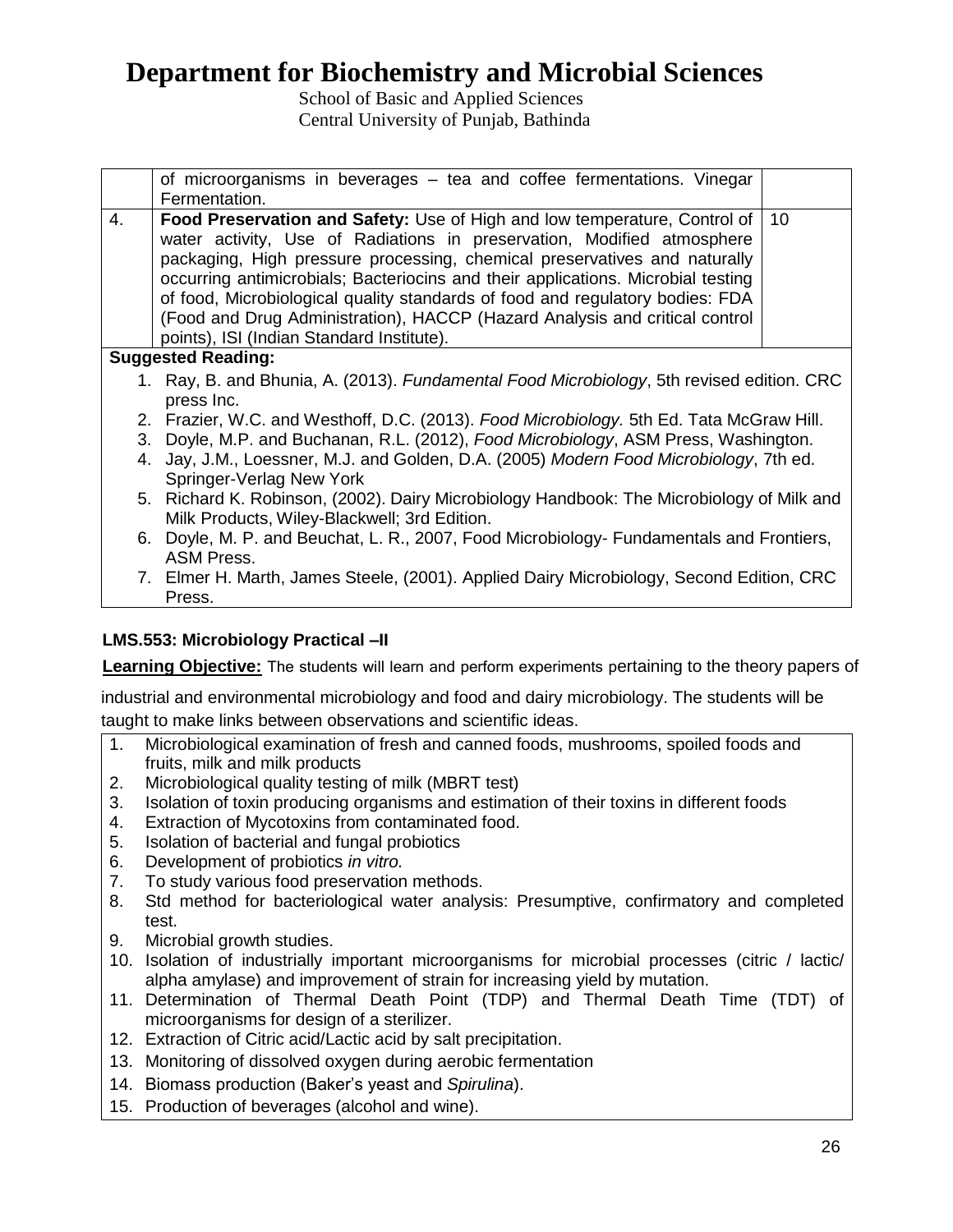| | | |
|---|---|---|
| | of microorganisms in beverages – tea and coffee fermentations. Vinegar Fermentation. | |
| 4. | **Food Preservation and Safety:** Use of High and low temperature, Control of water activity, Use of Radiations in preservation, Modified atmosphere packaging, High pressure processing, chemical preservatives and naturally occurring antimicrobials; Bacteriocins and their applications. Microbial testing of food, Microbiological quality standards of food and regulatory bodies: FDA (Food and Drug Administration), HACCP (Hazard Analysis and critical control points), ISI (Indian Standard Institute). | 10 |

**Suggested Reading:**

1. Ray, B. and Bhunia, A. (2013). *Fundamental Food Microbiology*, 5th revised edition. CRC press Inc.
2. Frazier, W.C. and Westhoff, D.C. (2013). *Food Microbiology.* 5th Ed. Tata McGraw Hill.
3. Doyle, M.P. and Buchanan, R.L. (2012), *Food Microbiology*, ASM Press, Washington.
4. Jay, J.M., Loessner, M.J. and Golden, D.A. (2005) *Modern Food Microbiology*, 7th ed. Springer-Verlag New York
5. Richard K. Robinson, (2002). Dairy Microbiology Handbook: The Microbiology of Milk and Milk Products, Wiley-Blackwell; 3rd Edition.
6. Doyle, M. P. and Beuchat, L. R., 2007, Food Microbiology- Fundamentals and Frontiers, ASM Press.
7. Elmer H. Marth, James Steele, (2001). Applied Dairy Microbiology, Second Edition, CRC Press.

### LMS.553: Microbiology Practical –II

**Learning Objective:** The students will learn and perform experiments pertaining to the theory papers of industrial and environmental microbiology and food and dairy microbiology. The students will be taught to make links between observations and scientific ideas.

1. Microbiological examination of fresh and canned foods, mushrooms, spoiled foods and fruits, milk and milk products
2. Microbiological quality testing of milk (MBRT test)
3. Isolation of toxin producing organisms and estimation of their toxins in different foods
4. Extraction of Mycotoxins from contaminated food.
5. Isolation of bacterial and fungal probiotics
6. Development of probiotics *in vitro.*
7. To study various food preservation methods.
8. Std method for bacteriological water analysis: Presumptive, confirmatory and completed test.
9. Microbial growth studies.
10. Isolation of industrially important microorganisms for microbial processes (citric / lactic/ alpha amylase) and improvement of strain for increasing yield by mutation.
11. Determination of Thermal Death Point (TDP) and Thermal Death Time (TDT) of microorganisms for design of a sterilizer.
12. Extraction of Citric acid/Lactic acid by salt precipitation.
13. Monitoring of dissolved oxygen during aerobic fermentation
14. Biomass production (Baker's yeast and *Spirulina*).
15. Production of beverages (alcohol and wine).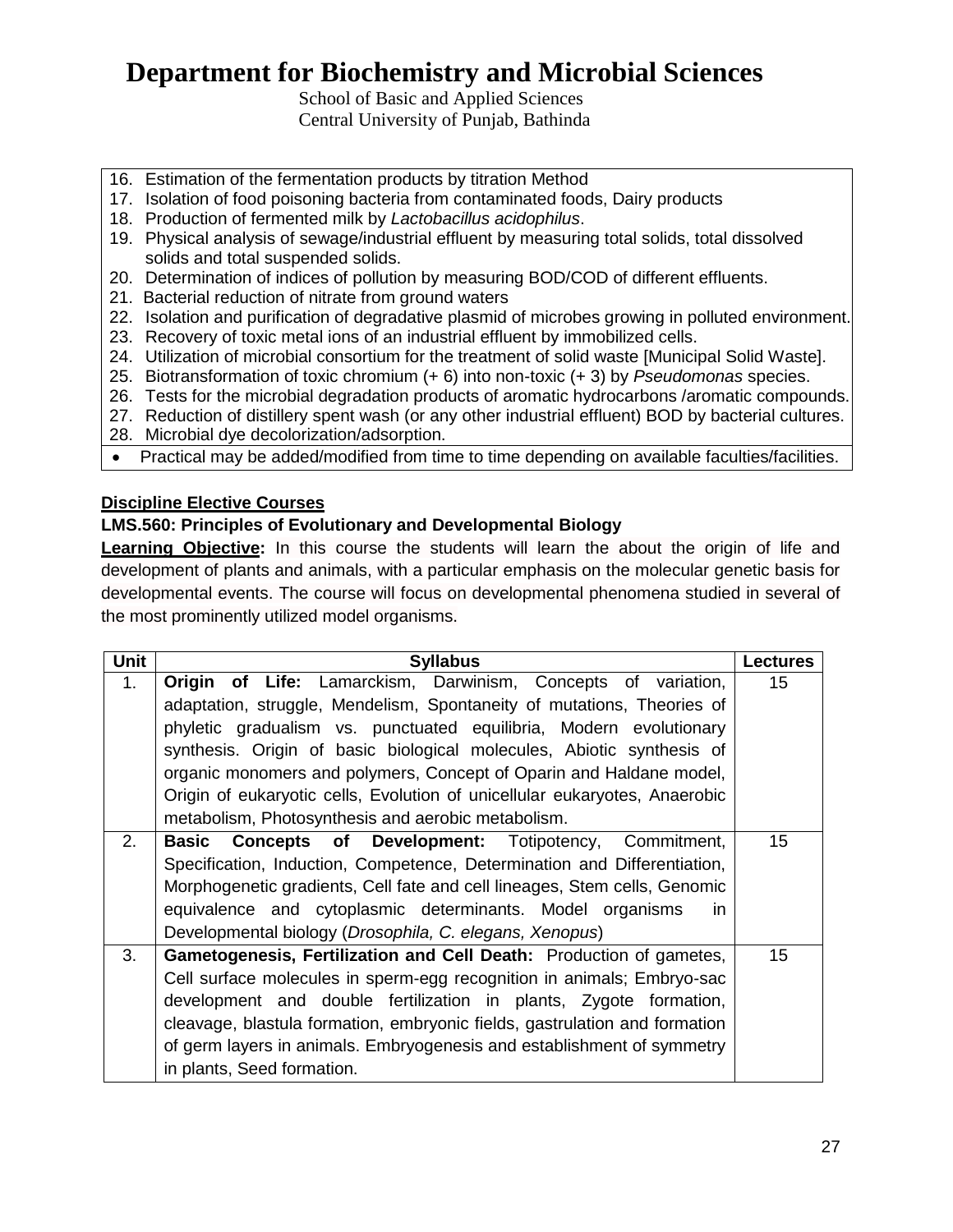# Department for Biochemistry and Microbial Sciences

School of Basic and Applied Sciences
Central University of Punjab, Bathinda

16. Estimation of the fermentation products by titration Method
17. Isolation of food poisoning bacteria from contaminated foods, Dairy products
18. Production of fermented milk by *Lactobacillus acidophilus*.
19. Physical analysis of sewage/industrial effluent by measuring total solids, total dissolved solids and total suspended solids.
20. Determination of indices of pollution by measuring BOD/COD of different effluents.
21. Bacterial reduction of nitrate from ground waters
22. Isolation and purification of degradative plasmid of microbes growing in polluted environment.
23. Recovery of toxic metal ions of an industrial effluent by immobilized cells.
24. Utilization of microbial consortium for the treatment of solid waste [Municipal Solid Waste].
25. Biotransformation of toxic chromium (+ 6) into non-toxic (+ 3) by *Pseudomonas* species.
26. Tests for the microbial degradation products of aromatic hydrocarbons /aromatic compounds.
27. Reduction of distillery spent wash (or any other industrial effluent) BOD by bacterial cultures.
28. Microbial dye decolorization/adsorption.

- Practical may be added/modified from time to time depending on available faculties/facilities.

**Discipline Elective Courses**

**LMS.560: Principles of Evolutionary and Developmental Biology**

**Learning Objective:** In this course the students will learn the about the origin of life and development of plants and animals, with a particular emphasis on the molecular genetic basis for developmental events. The course will focus on developmental phenomena studied in several of the most prominently utilized model organisms.

| Unit | Syllabus | Lectures |
|---|---|---|
| 1. | **Origin of Life:** Lamarckism, Darwinism, Concepts of variation, adaptation, struggle, Mendelism, Spontaneity of mutations, Theories of phyletic gradualism vs. punctuated equilibria, Modern evolutionary synthesis. Origin of basic biological molecules, Abiotic synthesis of organic monomers and polymers, Concept of Oparin and Haldane model, Origin of eukaryotic cells, Evolution of unicellular eukaryotes, Anaerobic metabolism, Photosynthesis and aerobic metabolism. | 15 |
| 2. | **Basic Concepts of Development:** Totipotency, Commitment, Specification, Induction, Competence, Determination and Differentiation, Morphogenetic gradients, Cell fate and cell lineages, Stem cells, Genomic equivalence and cytoplasmic determinants. Model organisms in Developmental biology (*Drosophila, C. elegans, Xenopus*) | 15 |
| 3. | **Gametogenesis, Fertilization and Cell Death:** Production of gametes, Cell surface molecules in sperm-egg recognition in animals; Embryo-sac development and double fertilization in plants, Zygote formation, cleavage, blastula formation, embryonic fields, gastrulation and formation of germ layers in animals. Embryogenesis and establishment of symmetry in plants, Seed formation. | 15 |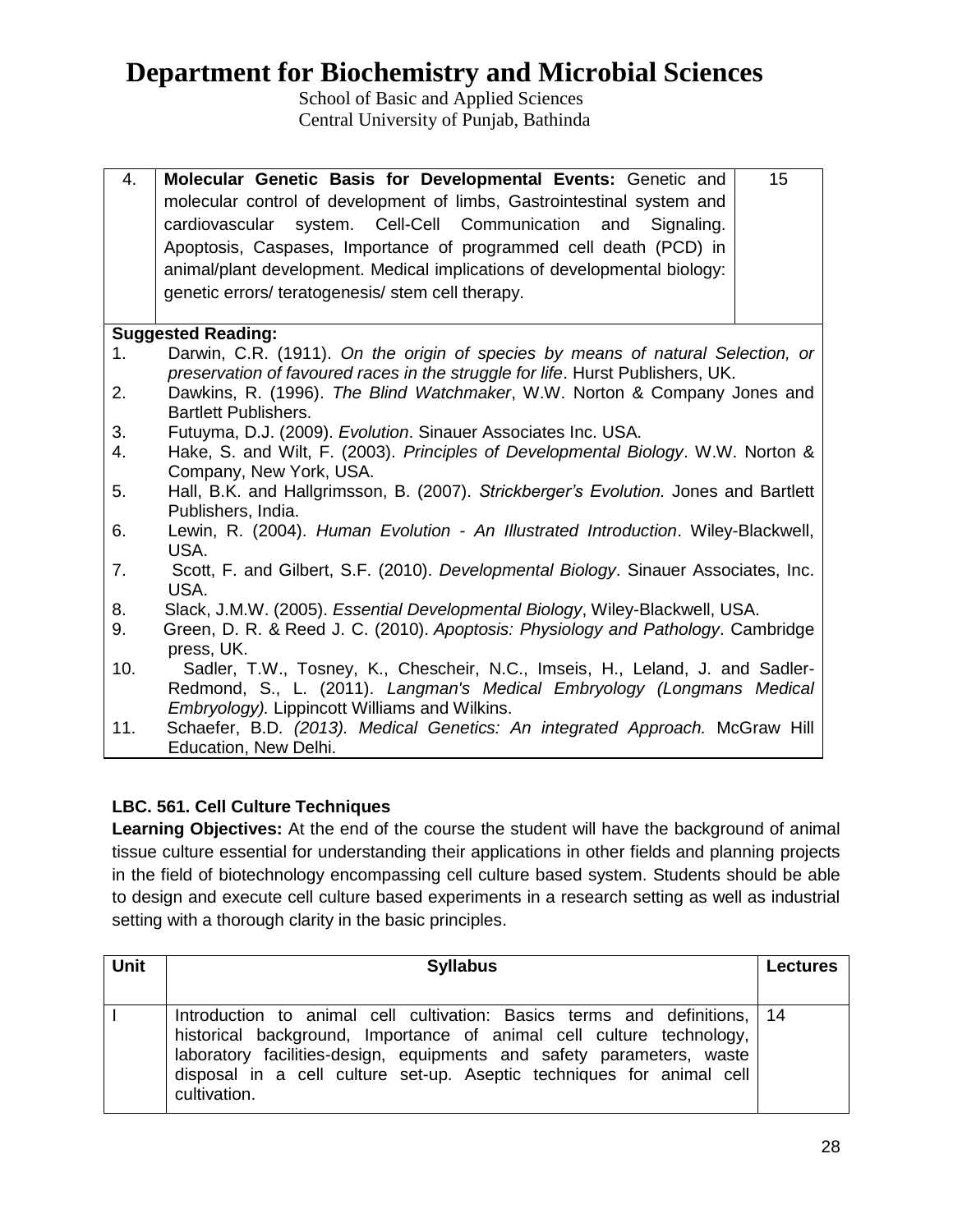# Department for Biochemistry and Microbial Sciences

School of Basic and Applied Sciences
Central University of Punjab, Bathinda

| | | |
|---|---|---|
| 4. | **Molecular Genetic Basis for Developmental Events:** Genetic and molecular control of development of limbs, Gastrointestinal system and cardiovascular system. Cell-Cell Communication and Signaling. Apoptosis, Caspases, Importance of programmed cell death (PCD) in animal/plant development. Medical implications of developmental biology: genetic errors/ teratogenesis/ stem cell therapy. | 15 |

**Suggested Reading:**

1. Darwin, C.R. (1911). *On the origin of species by means of natural Selection, or preservation of favoured races in the struggle for life*. Hurst Publishers, UK.
2. Dawkins, R. (1996). *The Blind Watchmaker*, W.W. Norton & Company Jones and Bartlett Publishers.
3. Futuyma, D.J. (2009). *Evolution*. Sinauer Associates Inc. USA.
4. Hake, S. and Wilt, F. (2003). *Principles of Developmental Biology*. W.W. Norton & Company, New York, USA.
5. Hall, B.K. and Hallgrimsson, B. (2007). *Strickberger's Evolution.* Jones and Bartlett Publishers, India.
6. Lewin, R. (2004). *Human Evolution - An Illustrated Introduction*. Wiley-Blackwell, USA.
7. Scott, F. and Gilbert, S.F. (2010). *Developmental Biology*. Sinauer Associates, Inc. USA.
8. Slack, J.M.W. (2005). *Essential Developmental Biology*, Wiley-Blackwell, USA.
9. Green, D. R. & Reed J. C. (2010). *Apoptosis: Physiology and Pathology*. Cambridge press, UK.
10. Sadler, T.W., Tosney, K., Chescheir, N.C., Imseis, H., Leland, J. and Sadler-Redmond, S., L. (2011). *Langman's Medical Embryology (Longmans Medical Embryology).* Lippincott Williams and Wilkins.
11. Schaefer, B.D. *(2013). Medical Genetics: An integrated Approach.* McGraw Hill Education, New Delhi.

**LBC. 561. Cell Culture Techniques**

**Learning Objectives:** At the end of the course the student will have the background of animal tissue culture essential for understanding their applications in other fields and planning projects in the field of biotechnology encompassing cell culture based system. Students should be able to design and execute cell culture based experiments in a research setting as well as industrial setting with a thorough clarity in the basic principles.

| Unit | Syllabus | Lectures |
|---|---|---|
| I | Introduction to animal cell cultivation: Basics terms and definitions, historical background, Importance of animal cell culture technology, laboratory facilities-design, equipments and safety parameters, waste disposal in a cell culture set-up. Aseptic techniques for animal cell cultivation. | 14 |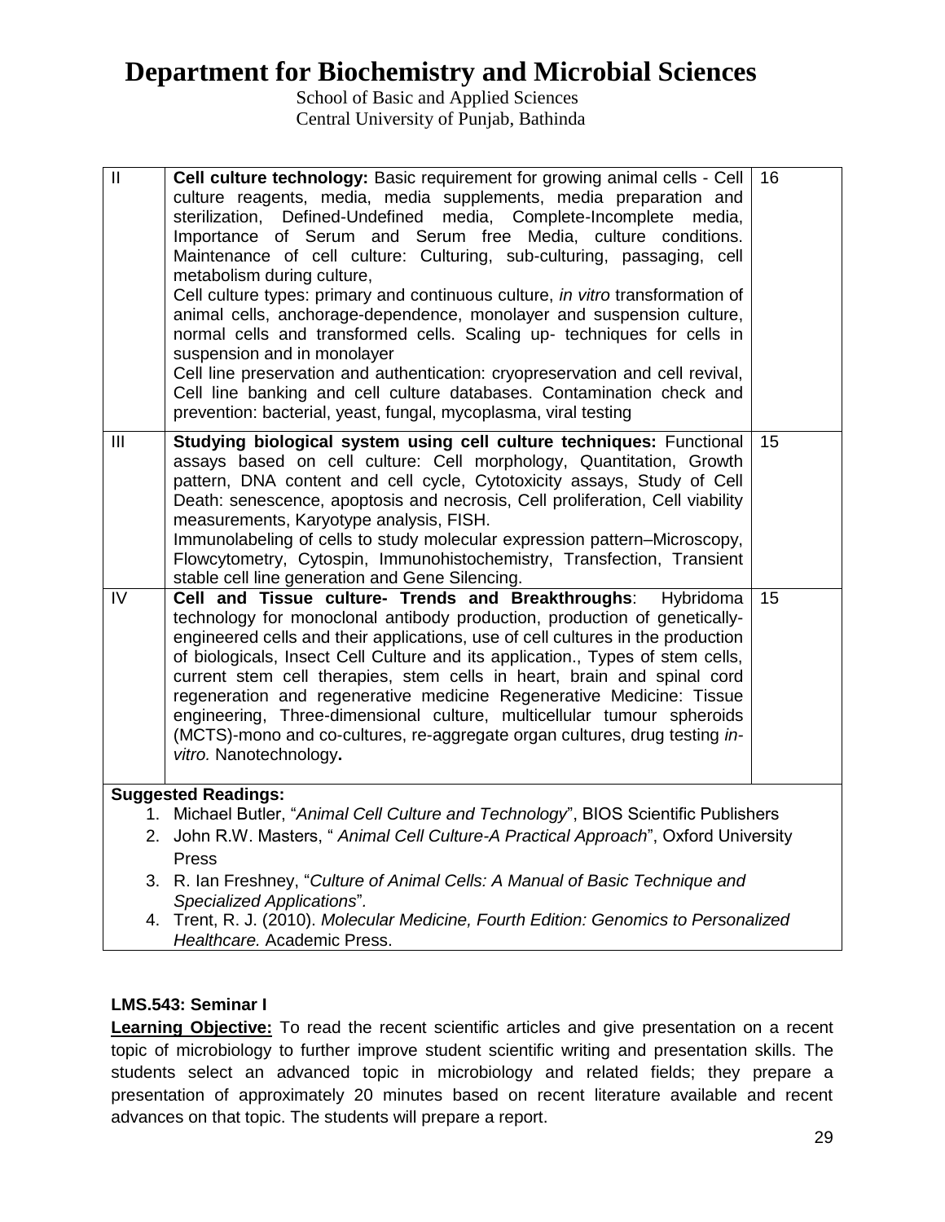# Department for Biochemistry and Microbial Sciences

School of Basic and Applied Sciences
Central University of Punjab, Bathinda

| | | |
|---|---|---|
| II | **Cell culture technology:** Basic requirement for growing animal cells - Cell culture reagents, media, media supplements, media preparation and sterilization, Defined-Undefined media, Complete-Incomplete media, Importance of Serum and Serum free Media, culture conditions. Maintenance of cell culture: Culturing, sub-culturing, passaging, cell metabolism during culture,<br>Cell culture types: primary and continuous culture, *in vitro* transformation of animal cells, anchorage-dependence, monolayer and suspension culture, normal cells and transformed cells. Scaling up- techniques for cells in suspension and in monolayer<br>Cell line preservation and authentication: cryopreservation and cell revival, Cell line banking and cell culture databases. Contamination check and prevention: bacterial, yeast, fungal, mycoplasma, viral testing | 16 |
| III | **Studying biological system using cell culture techniques:** Functional assays based on cell culture: Cell morphology, Quantitation, Growth pattern, DNA content and cell cycle, Cytotoxicity assays, Study of Cell Death: senescence, apoptosis and necrosis, Cell proliferation, Cell viability measurements, Karyotype analysis, FISH.<br>Immunolabeling of cells to study molecular expression pattern–Microscopy, Flowcytometry, Cytospin, Immunohistochemistry, Transfection, Transient stable cell line generation and Gene Silencing. | 15 |
| IV | **Cell and Tissue culture- Trends and Breakthroughs**: Hybridoma technology for monoclonal antibody production, production of genetically-engineered cells and their applications, use of cell cultures in the production of biologicals, Insect Cell Culture and its application., Types of stem cells, current stem cell therapies, stem cells in heart, brain and spinal cord regeneration and regenerative medicine Regenerative Medicine: Tissue engineering, Three-dimensional culture, multicellular tumour spheroids (MCTS)-mono and co-cultures, re-aggregate organ cultures, drug testing *in-vitro.* Nanotechnology**.** | 15 |

**Suggested Readings:**

1. Michael Butler, "*Animal Cell Culture and Technology*", BIOS Scientific Publishers
2. John R.W. Masters, " *Animal Cell Culture-A Practical Approach*", Oxford University Press
3. R. Ian Freshney, "*Culture of Animal Cells: A Manual of Basic Technique and Specialized Applications*".
4. Trent, R. J. (2010). *Molecular Medicine, Fourth Edition: Genomics to Personalized Healthcare.* Academic Press.

**LMS.543: Seminar I**

**Learning Objective:** To read the recent scientific articles and give presentation on a recent topic of microbiology to further improve student scientific writing and presentation skills. The students select an advanced topic in microbiology and related fields; they prepare a presentation of approximately 20 minutes based on recent literature available and recent advances on that topic. The students will prepare a report.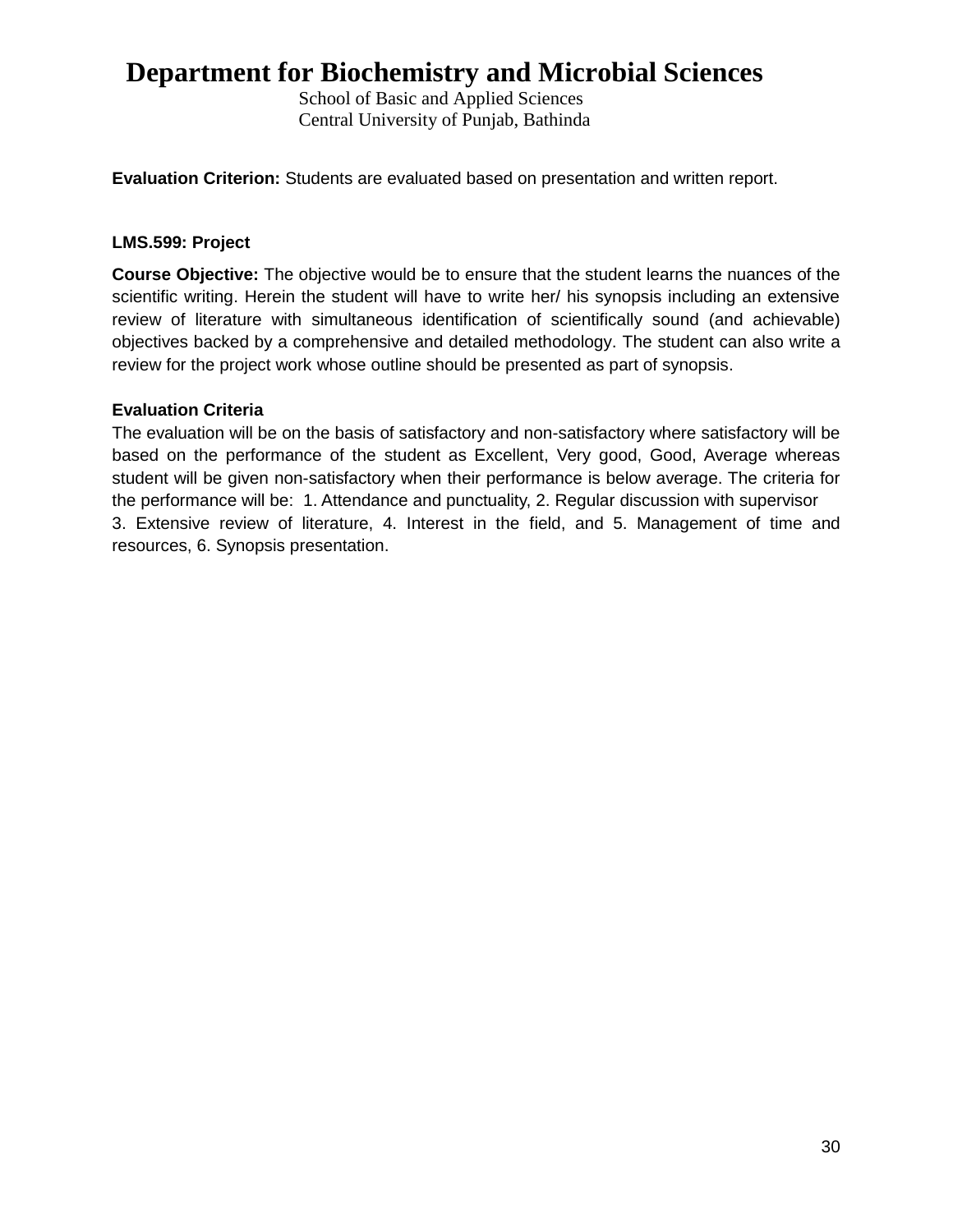**Evaluation Criterion:** Students are evaluated based on presentation and written report.

**LMS.599: Project**

**Course Objective:** The objective would be to ensure that the student learns the nuances of the scientific writing. Herein the student will have to write her/ his synopsis including an extensive review of literature with simultaneous identification of scientifically sound (and achievable) objectives backed by a comprehensive and detailed methodology. The student can also write a review for the project work whose outline should be presented as part of synopsis.

**Evaluation Criteria**

The evaluation will be on the basis of satisfactory and non-satisfactory where satisfactory will be based on the performance of the student as Excellent, Very good, Good, Average whereas student will be given non-satisfactory when their performance is below average. The criteria for the performance will be: 1. Attendance and punctuality, 2. Regular discussion with supervisor 3. Extensive review of literature, 4. Interest in the field, and 5. Management of time and resources, 6. Synopsis presentation.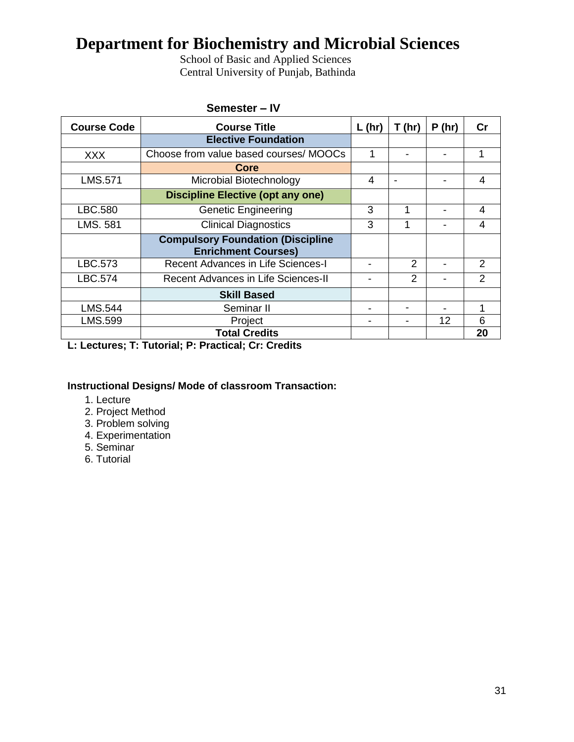# Department for Biochemistry and Microbial Sciences

School of Basic and Applied Sciences
Central University of Punjab, Bathinda

**Semester – IV**

| Course Code | Course Title | L (hr) | T (hr) | P (hr) | Cr |
|---|---|---|---|---|---|
| | **Elective Foundation** | | | | |
| XXX | Choose from value based courses/ MOOCs | 1 | - | - | 1 |
| | **Core** | | | | |
| LMS.571 | Microbial Biotechnology | 4 | - | - | 4 |
| | **Discipline Elective (opt any one)** | | | | |
| LBC.580 | Genetic Engineering | 3 | 1 | - | 4 |
| LMS. 581 | Clinical Diagnostics | 3 | 1 | - | 4 |
| | **Compulsory Foundation (Discipline Enrichment Courses)** | | | | |
| LBC.573 | Recent Advances in Life Sciences-I | - | 2 | - | 2 |
| LBC.574 | Recent Advances in Life Sciences-II | - | 2 | - | 2 |
| | **Skill Based** | | | | |
| LMS.544 | Seminar II | - | - | - | 1 |
| LMS.599 | Project | - | - | 12 | 6 |
| | **Total Credits** | | | | **20** |

**L: Lectures; T: Tutorial; P: Practical; Cr: Credits**

**Instructional Designs/ Mode of classroom Transaction:**

1. Lecture
2. Project Method
3. Problem solving
4. Experimentation
5. Seminar
6. Tutorial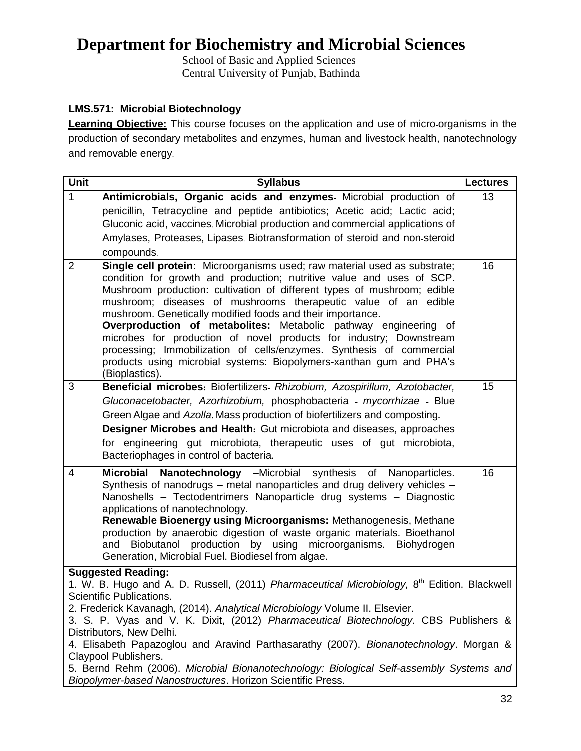# Department for Biochemistry and Microbial Sciences

School of Basic and Applied Sciences
Central University of Punjab, Bathinda

**LMS.571: Microbial Biotechnology**

**Learning Objective:** This course focuses on the application and use of micro-organisms in the production of secondary metabolites and enzymes, human and livestock health, nanotechnology and removable energy.

| Unit | Syllabus | Lectures |
|---|---|---|
| 1 | **Antimicrobials, Organic acids and enzymes**- Microbial production of penicillin, Tetracycline and peptide antibiotics; Acetic acid; Lactic acid; Gluconic acid, vaccines. Microbial production and commercial applications of Amylases, Proteases, Lipases. Biotransformation of steroid and non-steroid compounds. | 13 |
| 2 | **Single cell protein:** Microorganisms used; raw material used as substrate; condition for growth and production; nutritive value and uses of SCP. Mushroom production: cultivation of different types of mushroom; edible mushroom; diseases of mushrooms therapeutic value of an edible mushroom. Genetically modified foods and their importance. **Overproduction of metabolites:** Metabolic pathway engineering of microbes for production of novel products for industry; Downstream processing; Immobilization of cells/enzymes. Synthesis of commercial products using microbial systems: Biopolymers-xanthan gum and PHA's (Bioplastics). | 16 |
| 3 | **Beneficial microbes:** Biofertilizers- *Rhizobium, Azospirillum, Azotobacter, Gluconacetobacter, Azorhizobium,* phosphobacteria - *mycorrhizae* - Blue Green Algae and *Azolla*. Mass production of biofertilizers and composting. **Designer Microbes and Health:** Gut microbiota and diseases, approaches for engineering gut microbiota, therapeutic uses of gut microbiota, Bacteriophages in control of bacteria. | 15 |
| 4 | **Microbial Nanotechnology** –Microbial synthesis of Nanoparticles. Synthesis of nanodrugs – metal nanoparticles and drug delivery vehicles – Nanoshells – Tectodentrimers Nanoparticle drug systems – Diagnostic applications of nanotechnology. **Renewable Bioenergy using Microorganisms:** Methanogenesis, Methane production by anaerobic digestion of waste organic materials. Bioethanol and Biobutanol production by using microorganisms. Biohydrogen Generation, Microbial Fuel. Biodiesel from algae. | 16 |

**Suggested Reading:**

1. W. B. Hugo and A. D. Russell, (2011) *Pharmaceutical Microbiology,* 8th Edition. Blackwell Scientific Publications.
2. Frederick Kavanagh, (2014). *Analytical Microbiology* Volume II. Elsevier.
3. S. P. Vyas and V. K. Dixit, (2012) *Pharmaceutical Biotechnology*. CBS Publishers & Distributors, New Delhi.
4. Elisabeth Papazoglou and Aravind Parthasarathy (2007). *Bionanotechnology*. Morgan & Claypool Publishers.
5. Bernd Rehm (2006). *Microbial Bionanotechnology: Biological Self-assembly Systems and Biopolymer-based Nanostructures*. Horizon Scientific Press.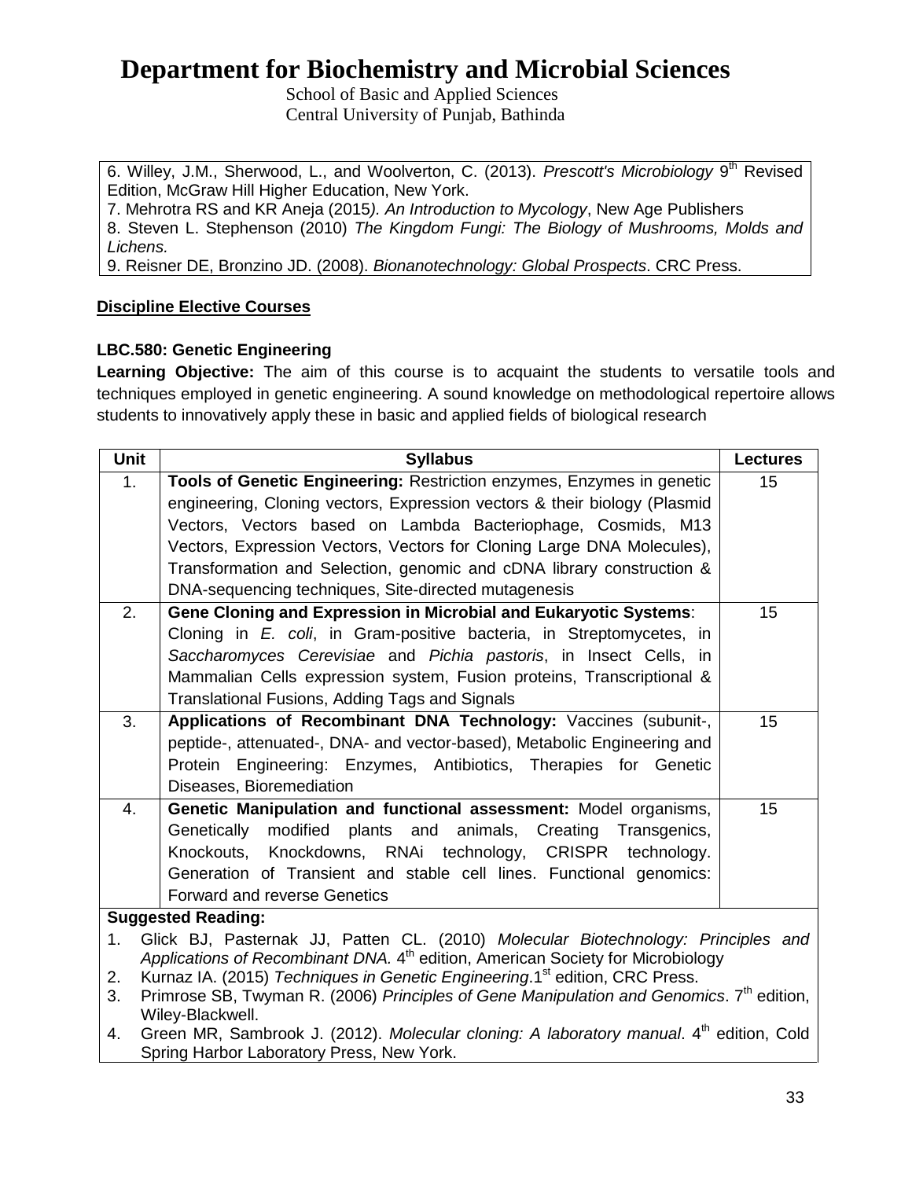# Department for Biochemistry and Microbial Sciences

School of Basic and Applied Sciences
Central University of Punjab, Bathinda

6. Willey, J.M., Sherwood, L., and Woolverton, C. (2013). *Prescott's Microbiology* 9th Revised Edition, McGraw Hill Higher Education, New York.
7. Mehrotra RS and KR Aneja (2015*). An Introduction to Mycology*, New Age Publishers
8. Steven L. Stephenson (2010) *The Kingdom Fungi: The Biology of Mushrooms, Molds and Lichens.*
9. Reisner DE, Bronzino JD. (2008). *Bionanotechnology: Global Prospects*. CRC Press.

**Discipline Elective Courses**

**LBC.580: Genetic Engineering**

**Learning Objective:** The aim of this course is to acquaint the students to versatile tools and techniques employed in genetic engineering. A sound knowledge on methodological repertoire allows students to innovatively apply these in basic and applied fields of biological research

| Unit | Syllabus | Lectures |
|---|---|---|
| 1. | **Tools of Genetic Engineering:** Restriction enzymes, Enzymes in genetic engineering, Cloning vectors, Expression vectors & their biology (Plasmid Vectors, Vectors based on Lambda Bacteriophage, Cosmids, M13 Vectors, Expression Vectors, Vectors for Cloning Large DNA Molecules), Transformation and Selection, genomic and cDNA library construction & DNA-sequencing techniques, Site-directed mutagenesis | 15 |
| 2. | **Gene Cloning and Expression in Microbial and Eukaryotic Systems**: Cloning in *E. coli*, in Gram-positive bacteria, in Streptomycetes, in *Saccharomyces Cerevisiae* and *Pichia pastoris*, in Insect Cells, in Mammalian Cells expression system, Fusion proteins, Transcriptional & Translational Fusions, Adding Tags and Signals | 15 |
| 3. | **Applications of Recombinant DNA Technology:** Vaccines (subunit-, peptide-, attenuated-, DNA- and vector-based), Metabolic Engineering and Protein Engineering: Enzymes, Antibiotics, Therapies for Genetic Diseases, Bioremediation | 15 |
| 4. | **Genetic Manipulation and functional assessment:** Model organisms, Genetically modified plants and animals, Creating Transgenics, Knockouts, Knockdowns, RNAi technology, CRISPR technology. Generation of Transient and stable cell lines. Functional genomics: Forward and reverse Genetics | 15 |

**Suggested Reading:**

1. Glick BJ, Pasternak JJ, Patten CL. (2010) *Molecular Biotechnology: Principles and Applications of Recombinant DNA.* 4th edition, American Society for Microbiology
2. Kurnaz IA. (2015) *Techniques in Genetic Engineering.*1st edition, CRC Press.
3. Primrose SB, Twyman R. (2006) *Principles of Gene Manipulation and Genomics*. 7th edition, Wiley-Blackwell.
4. Green MR, Sambrook J. (2012). *Molecular cloning: A laboratory manual*. 4th edition, Cold Spring Harbor Laboratory Press, New York.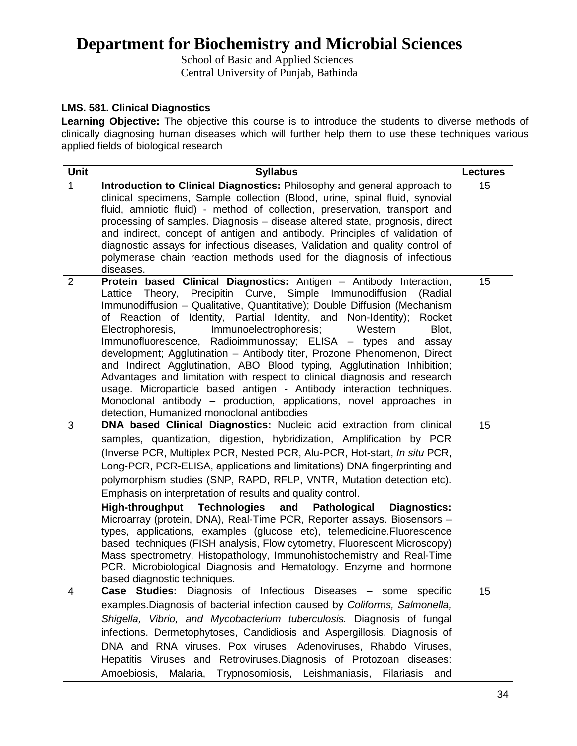# Department for Biochemistry and Microbial Sciences

School of Basic and Applied Sciences
Central University of Punjab, Bathinda

**LMS. 581. Clinical Diagnostics**

**Learning Objective:** The objective this course is to introduce the students to diverse methods of clinically diagnosing human diseases which will further help them to use these techniques various applied fields of biological research

| Unit | Syllabus | Lectures |
|---|---|---|
| 1 | **Introduction to Clinical Diagnostics:** Philosophy and general approach to clinical specimens, Sample collection (Blood, urine, spinal fluid, synovial fluid, amniotic fluid) - method of collection, preservation, transport and processing of samples. Diagnosis – disease altered state, prognosis, direct and indirect, concept of antigen and antibody. Principles of validation of diagnostic assays for infectious diseases, Validation and quality control of polymerase chain reaction methods used for the diagnosis of infectious diseases. | 15 |
| 2 | **Protein based Clinical Diagnostics:** Antigen – Antibody Interaction, Lattice Theory, Precipitin Curve, Simple Immunodiffusion (Radial Immunodiffusion – Qualitative, Quantitative); Double Diffusion (Mechanism of Reaction of Identity, Partial Identity, and Non-Identity); Rocket Electrophoresis, Immunoelectrophoresis; Western Blot, Immunofluorescence, Radioimmunossay; ELISA – types and assay development; Agglutination – Antibody titer, Prozone Phenomenon, Direct and Indirect Agglutination, ABO Blood typing, Agglutination Inhibition; Advantages and limitation with respect to clinical diagnosis and research usage. Microparticle based antigen - Antibody interaction techniques. Monoclonal antibody – production, applications, novel approaches in detection, Humanized monoclonal antibodies | 15 |
| 3 | **DNA based Clinical Diagnostics:** Nucleic acid extraction from clinical samples, quantization, digestion, hybridization, Amplification by PCR (Inverse PCR, Multiplex PCR, Nested PCR, Alu-PCR, Hot-start, *In situ* PCR, Long-PCR, PCR-ELISA, applications and limitations) DNA fingerprinting and polymorphism studies (SNP, RAPD, RFLP, VNTR, Mutation detection etc). Emphasis on interpretation of results and quality control.<br>**High-throughput Technologies and Pathological Diagnostics:** Microarray (protein, DNA), Real-Time PCR, Reporter assays. Biosensors – types, applications, examples (glucose etc), telemedicine.Fluorescence based techniques (FISH analysis, Flow cytometry, Fluorescent Microscopy) Mass spectrometry, Histopathology, Immunohistochemistry and Real-Time PCR. Microbiological Diagnosis and Hematology. Enzyme and hormone based diagnostic techniques. | 15 |
| 4 | **Case Studies:** Diagnosis of Infectious Diseases – some specific examples.Diagnosis of bacterial infection caused by *Coliforms, Salmonella, Shigella, Vibrio, and Mycobacterium tuberculosis.* Diagnosis of fungal infections. Dermetophytoses, Candidiosis and Aspergillosis. Diagnosis of DNA and RNA viruses. Pox viruses, Adenoviruses, Rhabdo Viruses, Hepatitis Viruses and Retroviruses.Diagnosis of Protozoan diseases: Amoebiosis, Malaria, Trypnosomiosis, Leishmaniasis, Filariasis and | 15 |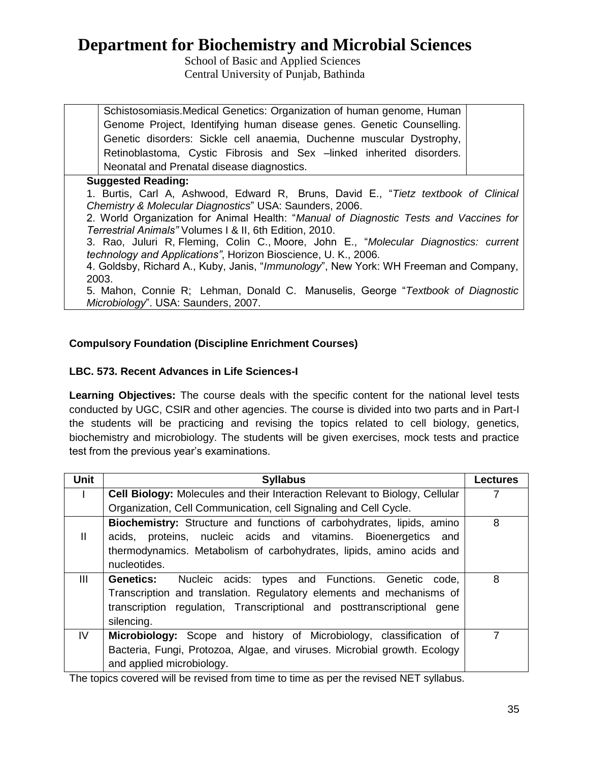# Department for Biochemistry and Microbial Sciences

School of Basic and Applied Sciences
Central University of Punjab, Bathinda

| | | |
|---|---|---|
| | Schistosomiasis.Medical Genetics: Organization of human genome, Human Genome Project, Identifying human disease genes. Genetic Counselling. Genetic disorders: Sickle cell anaemia, Duchenne muscular Dystrophy, Retinoblastoma, Cystic Fibrosis and Sex –linked inherited disorders. Neonatal and Prenatal disease diagnostics. | |

**Suggested Reading:**

1. Burtis, Carl A, Ashwood, Edward R, Bruns, David E., "*Tietz textbook of Clinical Chemistry & Molecular Diagnostics*" USA: Saunders, 2006.
2. World Organization for Animal Health: "*Manual of Diagnostic Tests and Vaccines for Terrestrial Animals"* Volumes I & II, 6th Edition, 2010.
3. Rao, Juluri R, Fleming, Colin C., Moore, John E., "*Molecular Diagnostics: current technology and Applications"*, Horizon Bioscience, U. K., 2006.
4. Goldsby, Richard A., Kuby, Janis, "*Immunology*", New York: WH Freeman and Company, 2003.
5. Mahon, Connie R; Lehman, Donald C. Manuselis, George "*Textbook of Diagnostic Microbiology*". USA: Saunders, 2007.

**Compulsory Foundation (Discipline Enrichment Courses)**

**LBC. 573. Recent Advances in Life Sciences-I**

**Learning Objectives:** The course deals with the specific content for the national level tests conducted by UGC, CSIR and other agencies. The course is divided into two parts and in Part-I the students will be practicing and revising the topics related to cell biology, genetics, biochemistry and microbiology. The students will be given exercises, mock tests and practice test from the previous year's examinations.

| Unit | Syllabus | Lectures |
|---|---|---|
| I | **Cell Biology:** Molecules and their Interaction Relevant to Biology, Cellular Organization, Cell Communication, cell Signaling and Cell Cycle. | 7 |
| II | **Biochemistry:** Structure and functions of carbohydrates, lipids, amino acids, proteins, nucleic acids and vitamins. Bioenergetics and thermodynamics. Metabolism of carbohydrates, lipids, amino acids and nucleotides. | 8 |
| III | **Genetics:** Nucleic acids: types and Functions. Genetic code, Transcription and translation. Regulatory elements and mechanisms of transcription regulation, Transcriptional and posttranscriptional gene silencing. | 8 |
| IV | **Microbiology:** Scope and history of Microbiology, classification of Bacteria, Fungi, Protozoa, Algae, and viruses. Microbial growth. Ecology and applied microbiology. | 7 |

The topics covered will be revised from time to time as per the revised NET syllabus.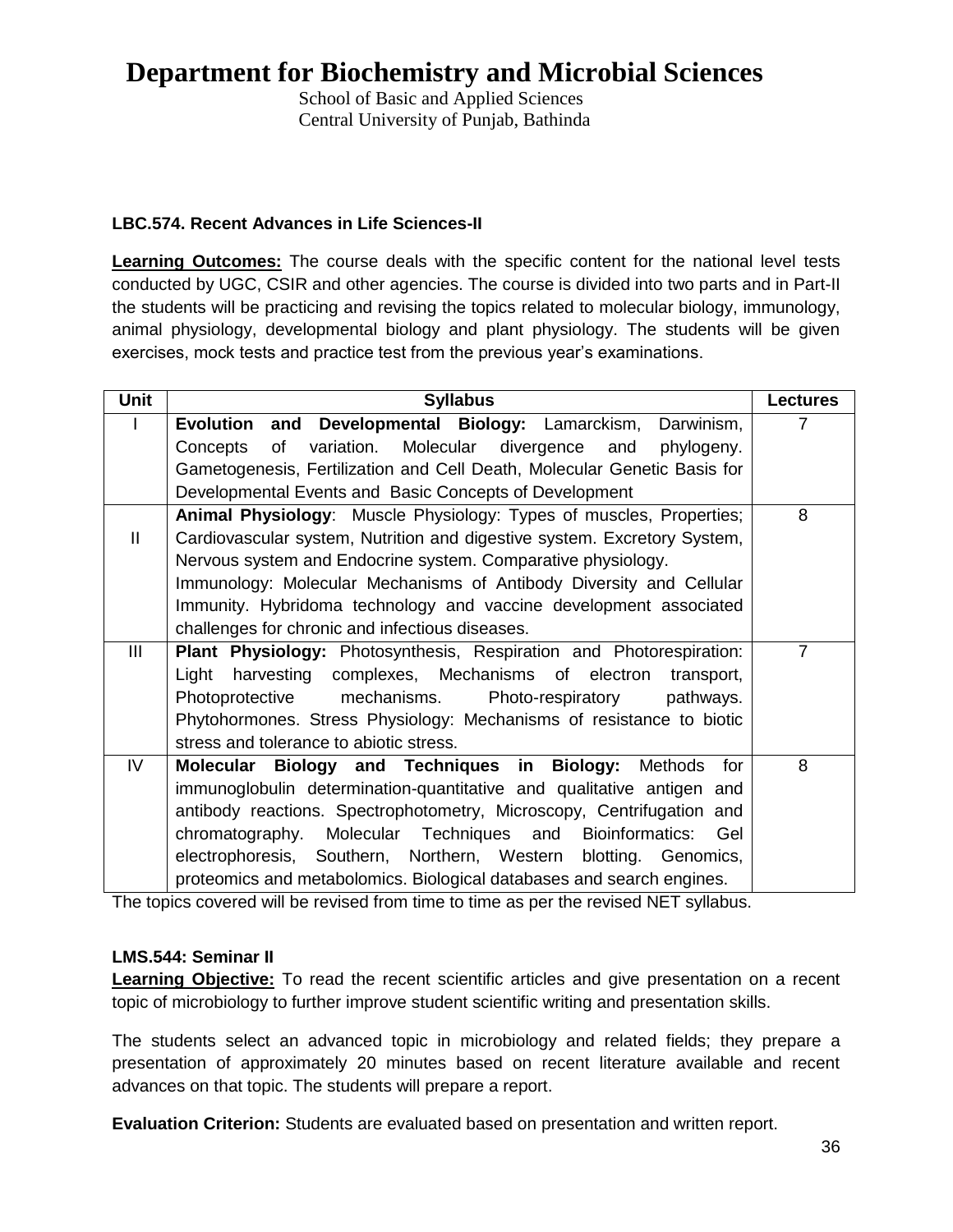# Department for Biochemistry and Microbial Sciences

School of Basic and Applied Sciences
Central University of Punjab, Bathinda

### LBC.574. Recent Advances in Life Sciences-II

**Learning Outcomes:** The course deals with the specific content for the national level tests conducted by UGC, CSIR and other agencies. The course is divided into two parts and in Part-II the students will be practicing and revising the topics related to molecular biology, immunology, animal physiology, developmental biology and plant physiology. The students will be given exercises, mock tests and practice test from the previous year's examinations.

| Unit | Syllabus | Lectures |
|---|---|---|
| I | **Evolution and Developmental Biology:** Lamarckism, Darwinism, Concepts of variation. Molecular divergence and phylogeny. Gametogenesis, Fertilization and Cell Death, Molecular Genetic Basis for Developmental Events and Basic Concepts of Development | 7 |
| II | **Animal Physiology**: Muscle Physiology: Types of muscles, Properties; Cardiovascular system, Nutrition and digestive system. Excretory System, Nervous system and Endocrine system. Comparative physiology. Immunology: Molecular Mechanisms of Antibody Diversity and Cellular Immunity. Hybridoma technology and vaccine development associated challenges for chronic and infectious diseases. | 8 |
| III | **Plant Physiology:** Photosynthesis, Respiration and Photorespiration: Light harvesting complexes, Mechanisms of electron transport, Photoprotective mechanisms. Photo-respiratory pathways. Phytohormones. Stress Physiology: Mechanisms of resistance to biotic stress and tolerance to abiotic stress. | 7 |
| IV | **Molecular Biology and Techniques in Biology:** Methods for immunoglobulin determination-quantitative and qualitative antigen and antibody reactions. Spectrophotometry, Microscopy, Centrifugation and chromatography. Molecular Techniques and Bioinformatics: Gel electrophoresis, Southern, Northern, Western blotting. Genomics, proteomics and metabolomics. Biological databases and search engines. | 8 |

The topics covered will be revised from time to time as per the revised NET syllabus.

### LMS.544: Seminar II

**Learning Objective:** To read the recent scientific articles and give presentation on a recent topic of microbiology to further improve student scientific writing and presentation skills.

The students select an advanced topic in microbiology and related fields; they prepare a presentation of approximately 20 minutes based on recent literature available and recent advances on that topic. The students will prepare a report.

**Evaluation Criterion:** Students are evaluated based on presentation and written report.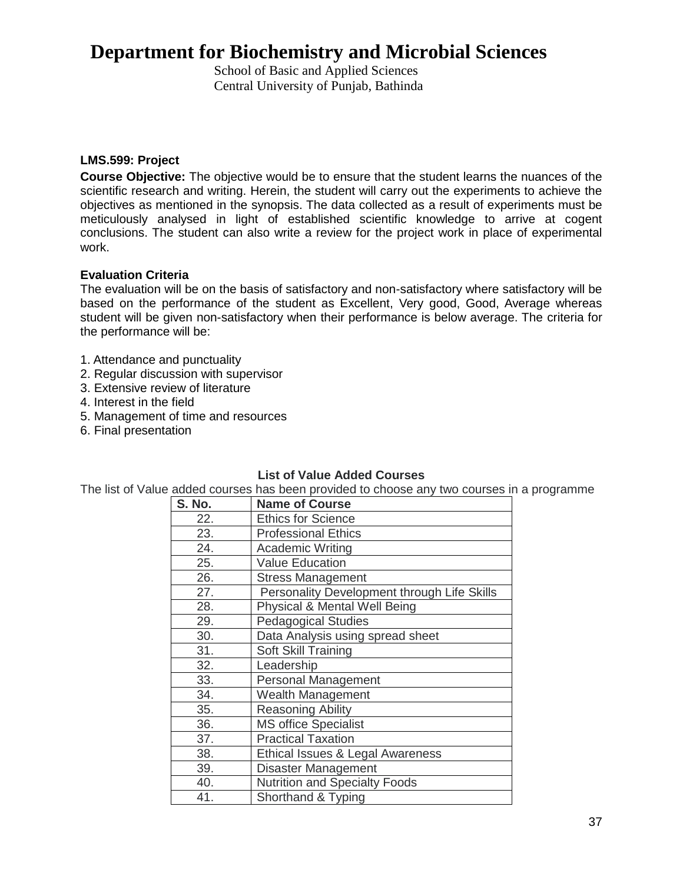# Department for Biochemistry and Microbial Sciences

School of Basic and Applied Sciences
Central University of Punjab, Bathinda

**LMS.599: Project**

**Course Objective:** The objective would be to ensure that the student learns the nuances of the scientific research and writing. Herein, the student will carry out the experiments to achieve the objectives as mentioned in the synopsis. The data collected as a result of experiments must be meticulously analysed in light of established scientific knowledge to arrive at cogent conclusions. The student can also write a review for the project work in place of experimental work.

**Evaluation Criteria**

The evaluation will be on the basis of satisfactory and non-satisfactory where satisfactory will be based on the performance of the student as Excellent, Very good, Good, Average whereas student will be given non-satisfactory when their performance is below average. The criteria for the performance will be:

1. Attendance and punctuality
2. Regular discussion with supervisor
3. Extensive review of literature
4. Interest in the field
5. Management of time and resources
6. Final presentation

**List of Value Added Courses**

The list of Value added courses has been provided to choose any two courses in a programme

| S. No. | Name of Course |
|---|---|
| 22. | Ethics for Science |
| 23. | Professional Ethics |
| 24. | Academic Writing |
| 25. | Value Education |
| 26. | Stress Management |
| 27. | Personality Development through Life Skills |
| 28. | Physical & Mental Well Being |
| 29. | Pedagogical Studies |
| 30. | Data Analysis using spread sheet |
| 31. | Soft Skill Training |
| 32. | Leadership |
| 33. | Personal Management |
| 34. | Wealth Management |
| 35. | Reasoning Ability |
| 36. | MS office Specialist |
| 37. | Practical Taxation |
| 38. | Ethical Issues & Legal Awareness |
| 39. | Disaster Management |
| 40. | Nutrition and Specialty Foods |
| 41. | Shorthand & Typing |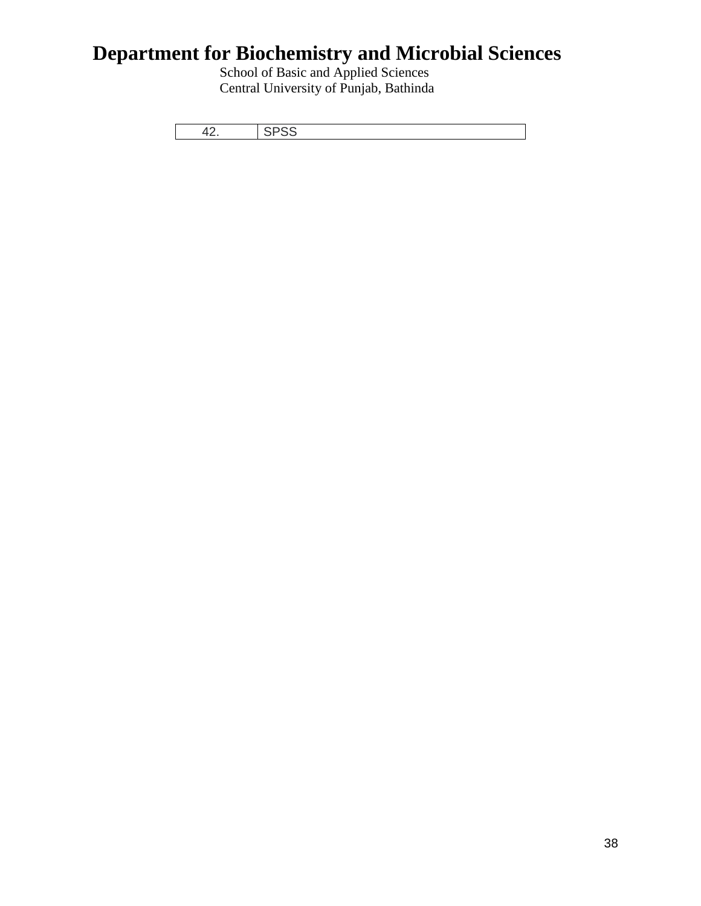# Department for Biochemistry and Microbial Sciences

School of Basic and Applied Sciences
Central University of Punjab, Bathinda

| | |
|---|---|
| 42. | SPSS |